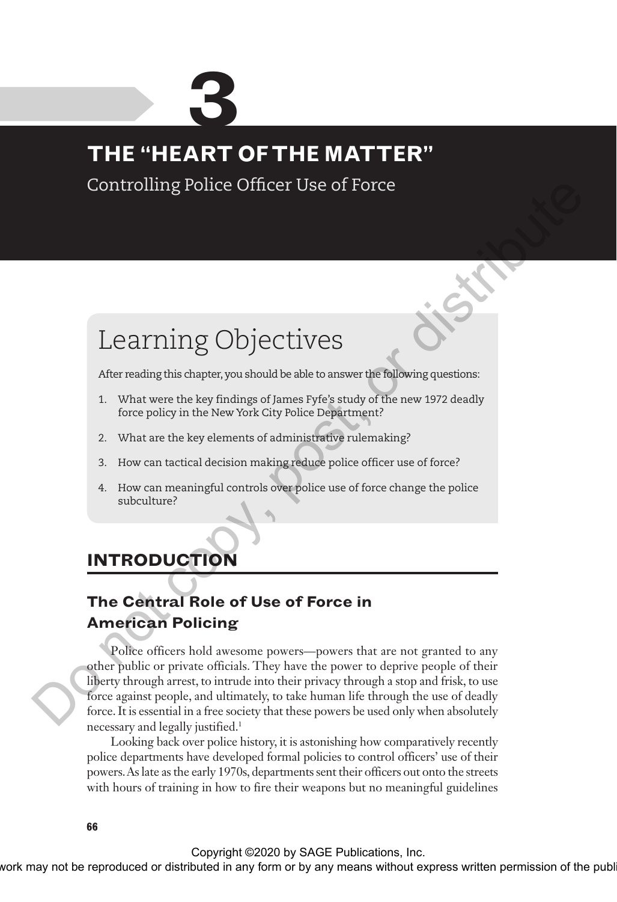# 3

# THE "HEART OF THE MATTER"

Controlling Police Officer Use of Force

## Learning Objectives

After reading this chapter, you should be able to answer the following questions:

1. What were the key findings of James Fyfe's study of the new 1972 deadly force policy in the New York City Police Department?
2. What are the key elements of administrative rulemaking?
3. How can tactical decision making reduce police officer use of force?
4. How can meaningful controls over police use of force change the police subculture?

## INTRODUCTION

### The Central Role of Use of Force in American Policing

Police officers hold awesome powers—powers that are not granted to any other public or private officials. They have the power to deprive people of their liberty through arrest, to intrude into their privacy through a stop and frisk, to use force against people, and ultimately, to take human life through the use of deadly force. It is essential in a free society that these powers be used only when absolutely necessary and legally justified.[1]

Looking back over police history, it is astonishing how comparatively recently police departments have developed formal policies to control officers' use of their powers. As late as the early 1970s, departments sent their officers out onto the streets with hours of training in how to fire their weapons but no meaningful guidelines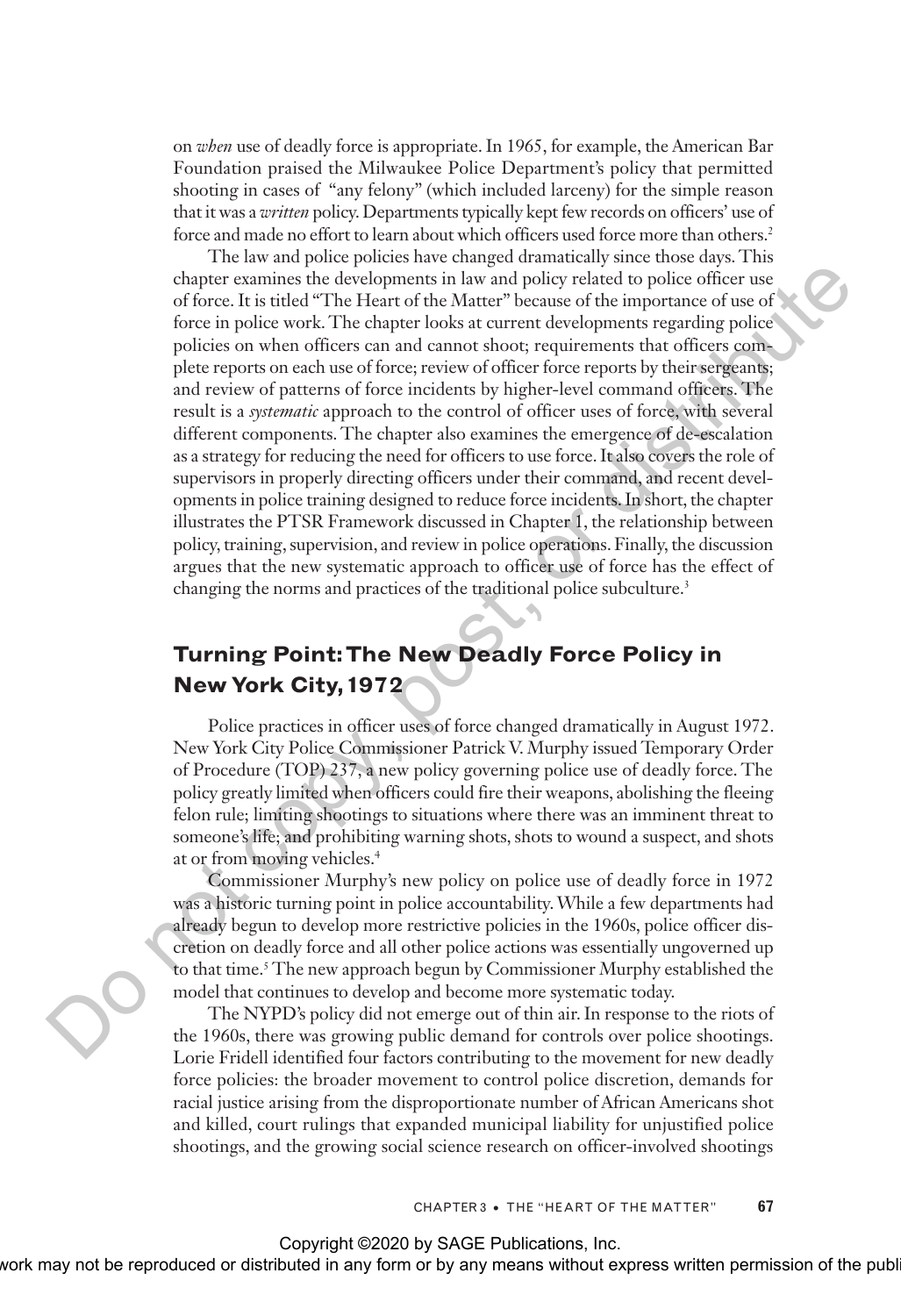on *when* use of deadly force is appropriate. In 1965, for example, the American Bar Foundation praised the Milwaukee Police Department's policy that permitted shooting in cases of "any felony" (which included larceny) for the simple reason that it was a *written* policy. Departments typically kept few records on officers' use of force and made no effort to learn about which officers used force more than others.[2]

The law and police policies have changed dramatically since those days. This chapter examines the developments in law and policy related to police officer use of force. It is titled "The Heart of the Matter" because of the importance of use of force in police work. The chapter looks at current developments regarding police policies on when officers can and cannot shoot; requirements that officers complete reports on each use of force; review of officer force reports by their sergeants; and review of patterns of force incidents by higher-level command officers. The result is a *systematic* approach to the control of officer uses of force, with several different components. The chapter also examines the emergence of de-escalation as a strategy for reducing the need for officers to use force. It also covers the role of supervisors in properly directing officers under their command, and recent developments in police training designed to reduce force incidents. In short, the chapter illustrates the PTSR Framework discussed in Chapter 1, the relationship between policy, training, supervision, and review in police operations. Finally, the discussion argues that the new systematic approach to officer use of force has the effect of changing the norms and practices of the traditional police subculture.[3]

## Turning Point: The New Deadly Force Policy in New York City, 1972

Police practices in officer uses of force changed dramatically in August 1972. New York City Police Commissioner Patrick V. Murphy issued Temporary Order of Procedure (TOP) 237, a new policy governing police use of deadly force. The policy greatly limited when officers could fire their weapons, abolishing the fleeing felon rule; limiting shootings to situations where there was an imminent threat to someone's life; and prohibiting warning shots, shots to wound a suspect, and shots at or from moving vehicles.[4]

Commissioner Murphy's new policy on police use of deadly force in 1972 was a historic turning point in police accountability. While a few departments had already begun to develop more restrictive policies in the 1960s, police officer discretion on deadly force and all other police actions was essentially ungoverned up to that time.[5] The new approach begun by Commissioner Murphy established the model that continues to develop and become more systematic today.

The NYPD's policy did not emerge out of thin air. In response to the riots of the 1960s, there was growing public demand for controls over police shootings. Lorie Fridell identified four factors contributing to the movement for new deadly force policies: the broader movement to control police discretion, demands for racial justice arising from the disproportionate number of African Americans shot and killed, court rulings that expanded municipal liability for unjustified police shootings, and the growing social science research on officer-involved shootings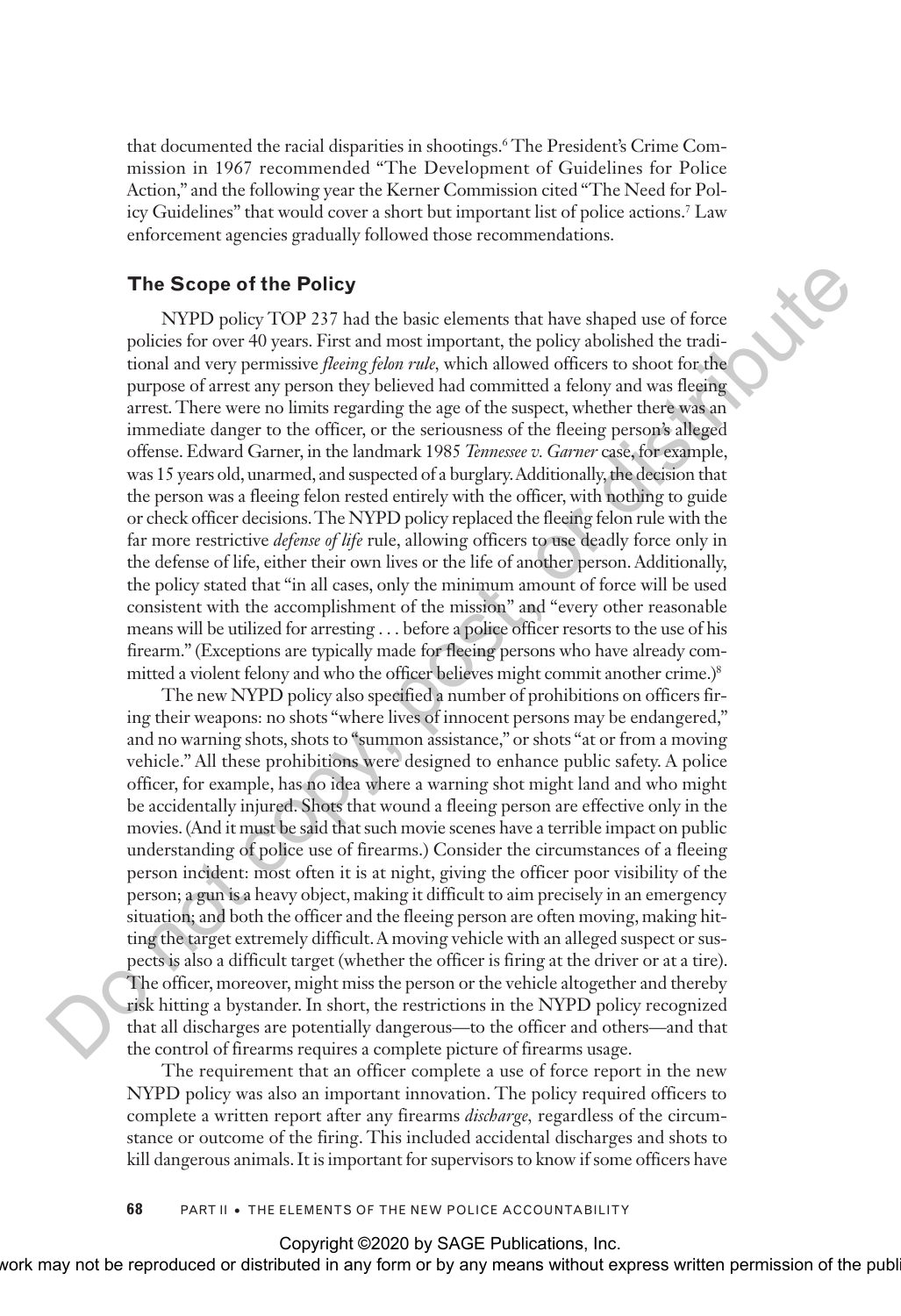that documented the racial disparities in shootings.[6] The President's Crime Commission in 1967 recommended "The Development of Guidelines for Police Action," and the following year the Kerner Commission cited "The Need for Policy Guidelines" that would cover a short but important list of police actions.[7] Law enforcement agencies gradually followed those recommendations.

### The Scope of the Policy

NYPD policy TOP 237 had the basic elements that have shaped use of force policies for over 40 years. First and most important, the policy abolished the traditional and very permissive *fleeing felon rule*, which allowed officers to shoot for the purpose of arrest any person they believed had committed a felony and was fleeing arrest. There were no limits regarding the age of the suspect, whether there was an immediate danger to the officer, or the seriousness of the fleeing person's alleged offense. Edward Garner, in the landmark 1985 *Tennessee v. Garner* case, for example, was 15 years old, unarmed, and suspected of a burglary. Additionally, the decision that the person was a fleeing felon rested entirely with the officer, with nothing to guide or check officer decisions. The NYPD policy replaced the fleeing felon rule with the far more restrictive *defense of life* rule, allowing officers to use deadly force only in the defense of life, either their own lives or the life of another person. Additionally, the policy stated that "in all cases, only the minimum amount of force will be used consistent with the accomplishment of the mission" and "every other reasonable means will be utilized for arresting . . . before a police officer resorts to the use of his firearm." (Exceptions are typically made for fleeing persons who have already committed a violent felony and who the officer believes might commit another crime.)[8]

The new NYPD policy also specified a number of prohibitions on officers firing their weapons: no shots "where lives of innocent persons may be endangered," and no warning shots, shots to "summon assistance," or shots "at or from a moving vehicle." All these prohibitions were designed to enhance public safety. A police officer, for example, has no idea where a warning shot might land and who might be accidentally injured. Shots that wound a fleeing person are effective only in the movies. (And it must be said that such movie scenes have a terrible impact on public understanding of police use of firearms.) Consider the circumstances of a fleeing person incident: most often it is at night, giving the officer poor visibility of the person; a gun is a heavy object, making it difficult to aim precisely in an emergency situation; and both the officer and the fleeing person are often moving, making hitting the target extremely difficult. A moving vehicle with an alleged suspect or suspects is also a difficult target (whether the officer is firing at the driver or at a tire). The officer, moreover, might miss the person or the vehicle altogether and thereby risk hitting a bystander. In short, the restrictions in the NYPD policy recognized that all discharges are potentially dangerous—to the officer and others—and that the control of firearms requires a complete picture of firearms usage.

The requirement that an officer complete a use of force report in the new NYPD policy was also an important innovation. The policy required officers to complete a written report after any firearms *discharge*, regardless of the circumstance or outcome of the firing. This included accidental discharges and shots to kill dangerous animals. It is important for supervisors to know if some officers have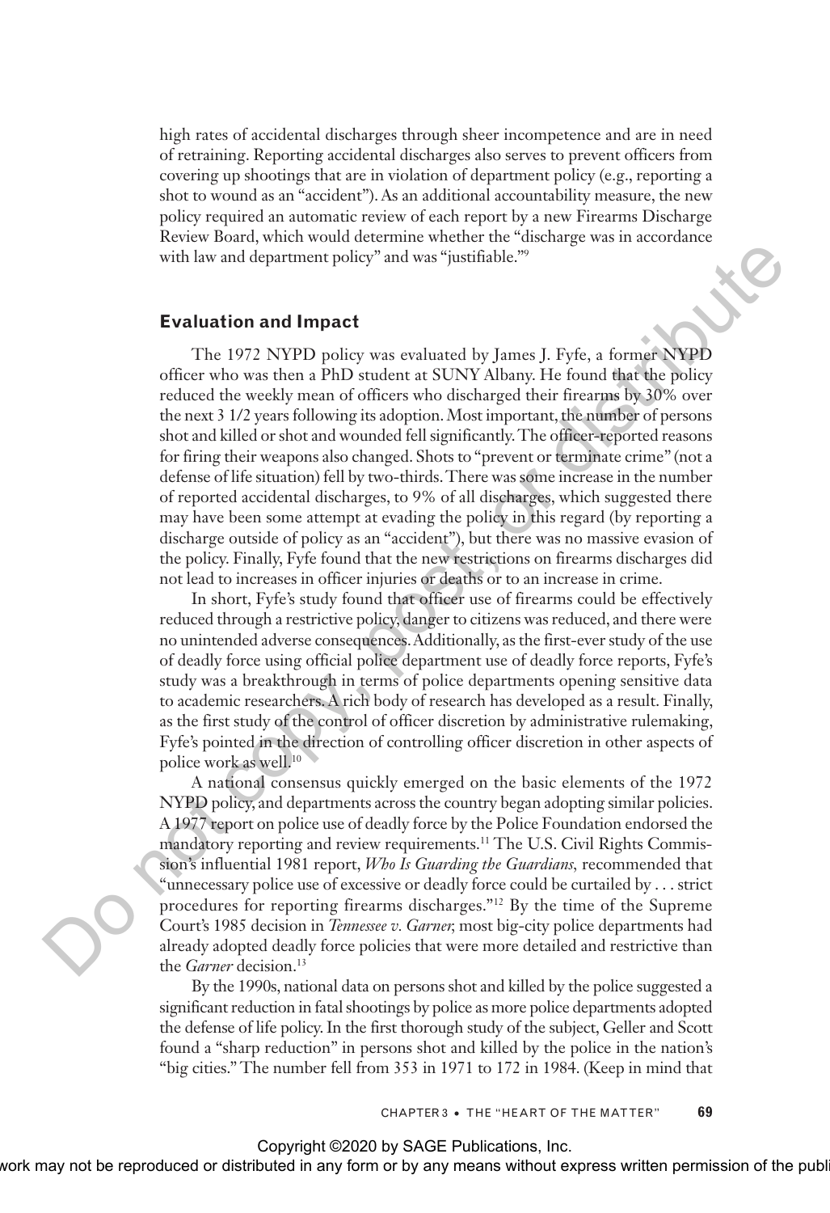high rates of accidental discharges through sheer incompetence and are in need of retraining. Reporting accidental discharges also serves to prevent officers from covering up shootings that are in violation of department policy (e.g., reporting a shot to wound as an "accident"). As an additional accountability measure, the new policy required an automatic review of each report by a new Firearms Discharge Review Board, which would determine whether the "discharge was in accordance with law and department policy" and was "justifiable."[9]

### Evaluation and Impact

The 1972 NYPD policy was evaluated by James J. Fyfe, a former NYPD officer who was then a PhD student at SUNY Albany. He found that the policy reduced the weekly mean of officers who discharged their firearms by 30% over the next 3 1/2 years following its adoption. Most important, the number of persons shot and killed or shot and wounded fell significantly. The officer-reported reasons for firing their weapons also changed. Shots to "prevent or terminate crime" (not a defense of life situation) fell by two-thirds. There was some increase in the number of reported accidental discharges, to 9% of all discharges, which suggested there may have been some attempt at evading the policy in this regard (by reporting a discharge outside of policy as an "accident"), but there was no massive evasion of the policy. Finally, Fyfe found that the new restrictions on firearms discharges did not lead to increases in officer injuries or deaths or to an increase in crime.

In short, Fyfe's study found that officer use of firearms could be effectively reduced through a restrictive policy, danger to citizens was reduced, and there were no unintended adverse consequences. Additionally, as the first-ever study of the use of deadly force using official police department use of deadly force reports, Fyfe's study was a breakthrough in terms of police departments opening sensitive data to academic researchers. A rich body of research has developed as a result. Finally, as the first study of the control of officer discretion by administrative rulemaking, Fyfe's pointed in the direction of controlling officer discretion in other aspects of police work as well.[10]

A national consensus quickly emerged on the basic elements of the 1972 NYPD policy, and departments across the country began adopting similar policies. A 1977 report on police use of deadly force by the Police Foundation endorsed the mandatory reporting and review requirements.[11] The U.S. Civil Rights Commission's influential 1981 report, *Who Is Guarding the Guardians*, recommended that "unnecessary police use of excessive or deadly force could be curtailed by . . . strict procedures for reporting firearms discharges."[12] By the time of the Supreme Court's 1985 decision in *Tennessee v. Garner*, most big-city police departments had already adopted deadly force policies that were more detailed and restrictive than the *Garner* decision.[13]

By the 1990s, national data on persons shot and killed by the police suggested a significant reduction in fatal shootings by police as more police departments adopted the defense of life policy. In the first thorough study of the subject, Geller and Scott found a "sharp reduction" in persons shot and killed by the police in the nation's "big cities." The number fell from 353 in 1971 to 172 in 1984. (Keep in mind that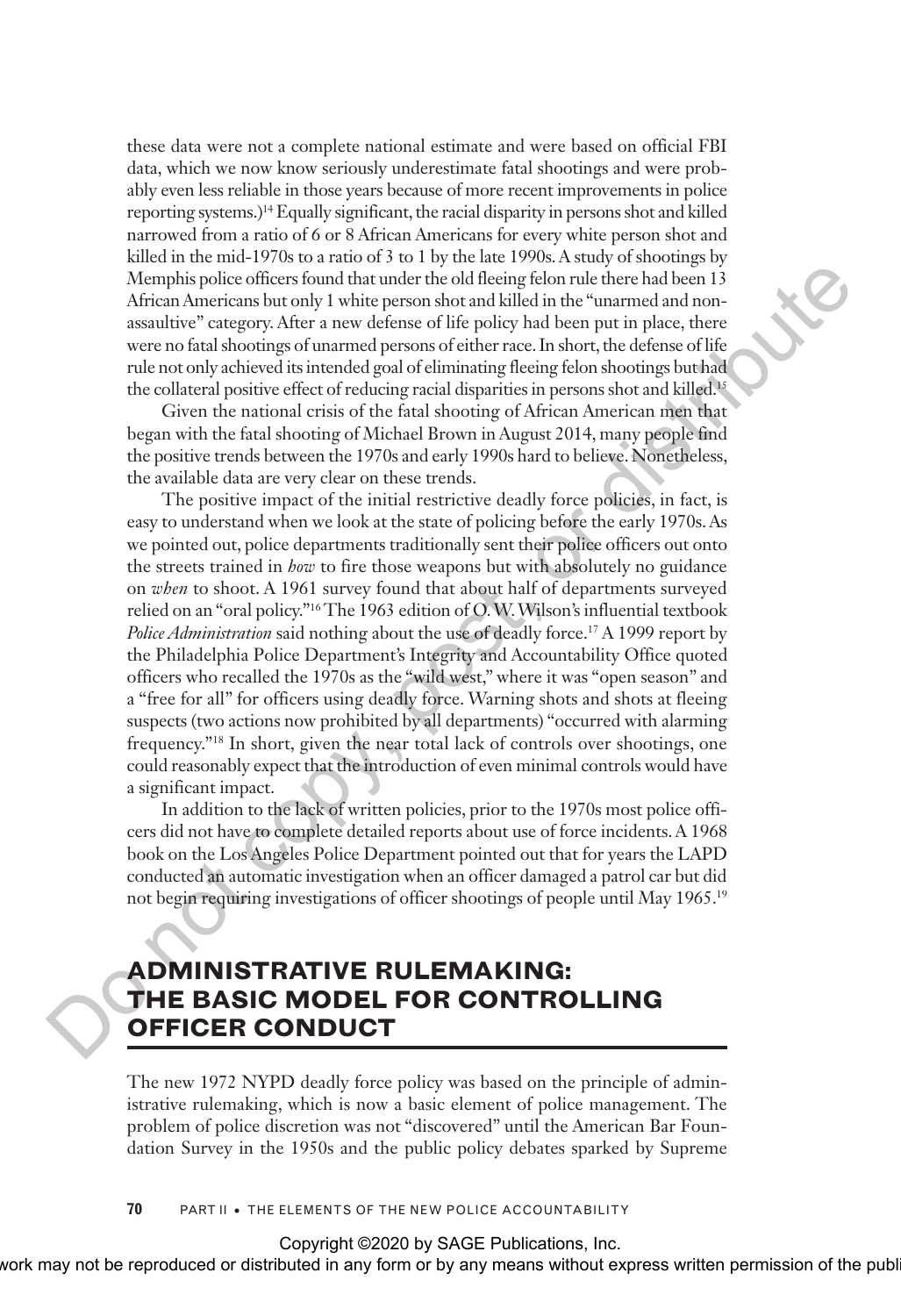these data were not a complete national estimate and were based on official FBI data, which we now know seriously underestimate fatal shootings and were probably even less reliable in those years because of more recent improvements in police reporting systems.)[14] Equally significant, the racial disparity in persons shot and killed narrowed from a ratio of 6 or 8 African Americans for every white person shot and killed in the mid-1970s to a ratio of 3 to 1 by the late 1990s. A study of shootings by Memphis police officers found that under the old fleeing felon rule there had been 13 African Americans but only 1 white person shot and killed in the "unarmed and non-assaultive" category. After a new defense of life policy had been put in place, there were no fatal shootings of unarmed persons of either race. In short, the defense of life rule not only achieved its intended goal of eliminating fleeing felon shootings but had the collateral positive effect of reducing racial disparities in persons shot and killed.[15]

Given the national crisis of the fatal shooting of African American men that began with the fatal shooting of Michael Brown in August 2014, many people find the positive trends between the 1970s and early 1990s hard to believe. Nonetheless, the available data are very clear on these trends.

The positive impact of the initial restrictive deadly force policies, in fact, is easy to understand when we look at the state of policing before the early 1970s. As we pointed out, police departments traditionally sent their police officers out onto the streets trained in *how* to fire those weapons but with absolutely no guidance on *when* to shoot. A 1961 survey found that about half of departments surveyed relied on an "oral policy."[16] The 1963 edition of O. W. Wilson's influential textbook *Police Administration* said nothing about the use of deadly force.[17] A 1999 report by the Philadelphia Police Department's Integrity and Accountability Office quoted officers who recalled the 1970s as the "wild west," where it was "open season" and a "free for all" for officers using deadly force. Warning shots and shots at fleeing suspects (two actions now prohibited by all departments) "occurred with alarming frequency."[18] In short, given the near total lack of controls over shootings, one could reasonably expect that the introduction of even minimal controls would have a significant impact.

In addition to the lack of written policies, prior to the 1970s most police officers did not have to complete detailed reports about use of force incidents. A 1968 book on the Los Angeles Police Department pointed out that for years the LAPD conducted an automatic investigation when an officer damaged a patrol car but did not begin requiring investigations of officer shootings of people until May 1965.[19]

## ADMINISTRATIVE RULEMAKING: THE BASIC MODEL FOR CONTROLLING OFFICER CONDUCT

The new 1972 NYPD deadly force policy was based on the principle of administrative rulemaking, which is now a basic element of police management. The problem of police discretion was not "discovered" until the American Bar Foundation Survey in the 1950s and the public policy debates sparked by Supreme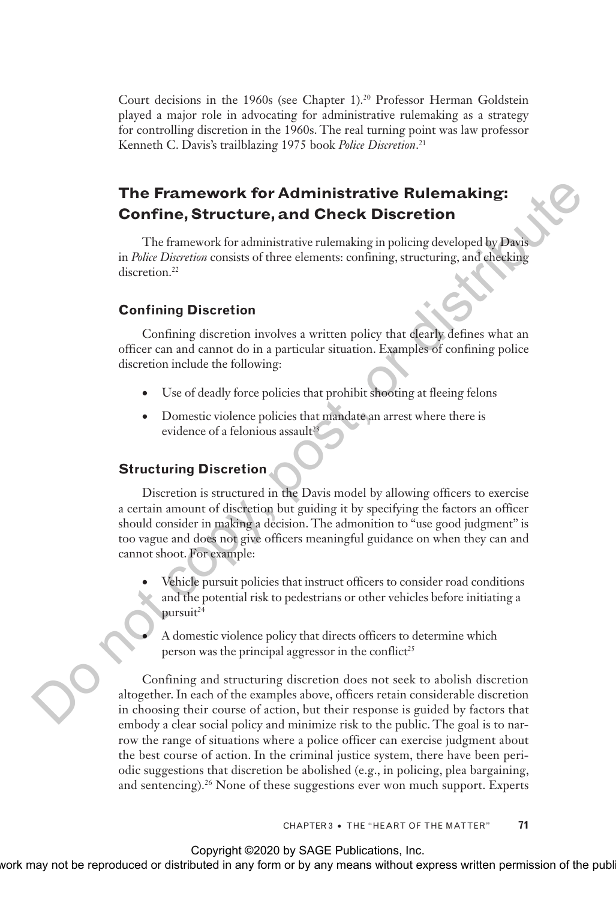Court decisions in the 1960s (see Chapter 1).[20] Professor Herman Goldstein played a major role in advocating for administrative rulemaking as a strategy for controlling discretion in the 1960s. The real turning point was law professor Kenneth C. Davis's trailblazing 1975 book *Police Discretion*.[21]

## The Framework for Administrative Rulemaking: Confine, Structure, and Check Discretion

The framework for administrative rulemaking in policing developed by Davis in *Police Discretion* consists of three elements: confining, structuring, and checking discretion.[22]

### Confining Discretion

Confining discretion involves a written policy that clearly defines what an officer can and cannot do in a particular situation. Examples of confining police discretion include the following:

- Use of deadly force policies that prohibit shooting at fleeing felons
- Domestic violence policies that mandate an arrest where there is evidence of a felonious assault[23]

### Structuring Discretion

Discretion is structured in the Davis model by allowing officers to exercise a certain amount of discretion but guiding it by specifying the factors an officer should consider in making a decision. The admonition to "use good judgment" is too vague and does not give officers meaningful guidance on when they can and cannot shoot. For example:

- Vehicle pursuit policies that instruct officers to consider road conditions and the potential risk to pedestrians or other vehicles before initiating a pursuit[24]
- A domestic violence policy that directs officers to determine which person was the principal aggressor in the conflict[25]

Confining and structuring discretion does not seek to abolish discretion altogether. In each of the examples above, officers retain considerable discretion in choosing their course of action, but their response is guided by factors that embody a clear social policy and minimize risk to the public. The goal is to narrow the range of situations where a police officer can exercise judgment about the best course of action. In the criminal justice system, there have been periodic suggestions that discretion be abolished (e.g., in policing, plea bargaining, and sentencing).[26] None of these suggestions ever won much support. Experts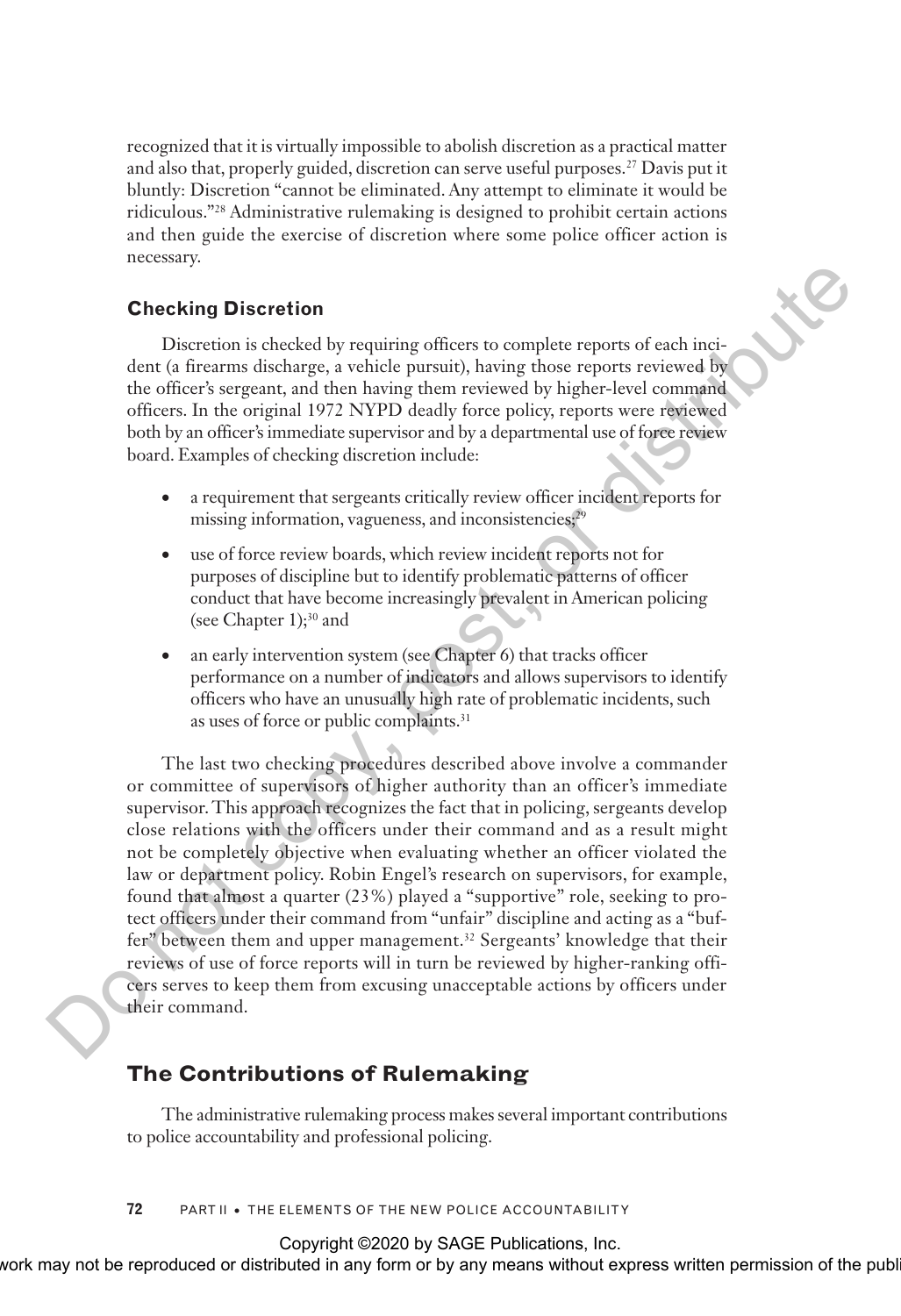recognized that it is virtually impossible to abolish discretion as a practical matter and also that, properly guided, discretion can serve useful purposes.[27] Davis put it bluntly: Discretion "cannot be eliminated. Any attempt to eliminate it would be ridiculous."[28] Administrative rulemaking is designed to prohibit certain actions and then guide the exercise of discretion where some police officer action is necessary.

### Checking Discretion

Discretion is checked by requiring officers to complete reports of each incident (a firearms discharge, a vehicle pursuit), having those reports reviewed by the officer's sergeant, and then having them reviewed by higher-level command officers. In the original 1972 NYPD deadly force policy, reports were reviewed both by an officer's immediate supervisor and by a departmental use of force review board. Examples of checking discretion include:

- a requirement that sergeants critically review officer incident reports for missing information, vagueness, and inconsistencies;[29]
- use of force review boards, which review incident reports not for purposes of discipline but to identify problematic patterns of officer conduct that have become increasingly prevalent in American policing (see Chapter 1);[30] and
- an early intervention system (see Chapter 6) that tracks officer performance on a number of indicators and allows supervisors to identify officers who have an unusually high rate of problematic incidents, such as uses of force or public complaints.[31]

The last two checking procedures described above involve a commander or committee of supervisors of higher authority than an officer's immediate supervisor. This approach recognizes the fact that in policing, sergeants develop close relations with the officers under their command and as a result might not be completely objective when evaluating whether an officer violated the law or department policy. Robin Engel's research on supervisors, for example, found that almost a quarter (23%) played a "supportive" role, seeking to protect officers under their command from "unfair" discipline and acting as a "buffer" between them and upper management.[32] Sergeants' knowledge that their reviews of use of force reports will in turn be reviewed by higher-ranking officers serves to keep them from excusing unacceptable actions by officers under their command.

## The Contributions of Rulemaking

The administrative rulemaking process makes several important contributions to police accountability and professional policing.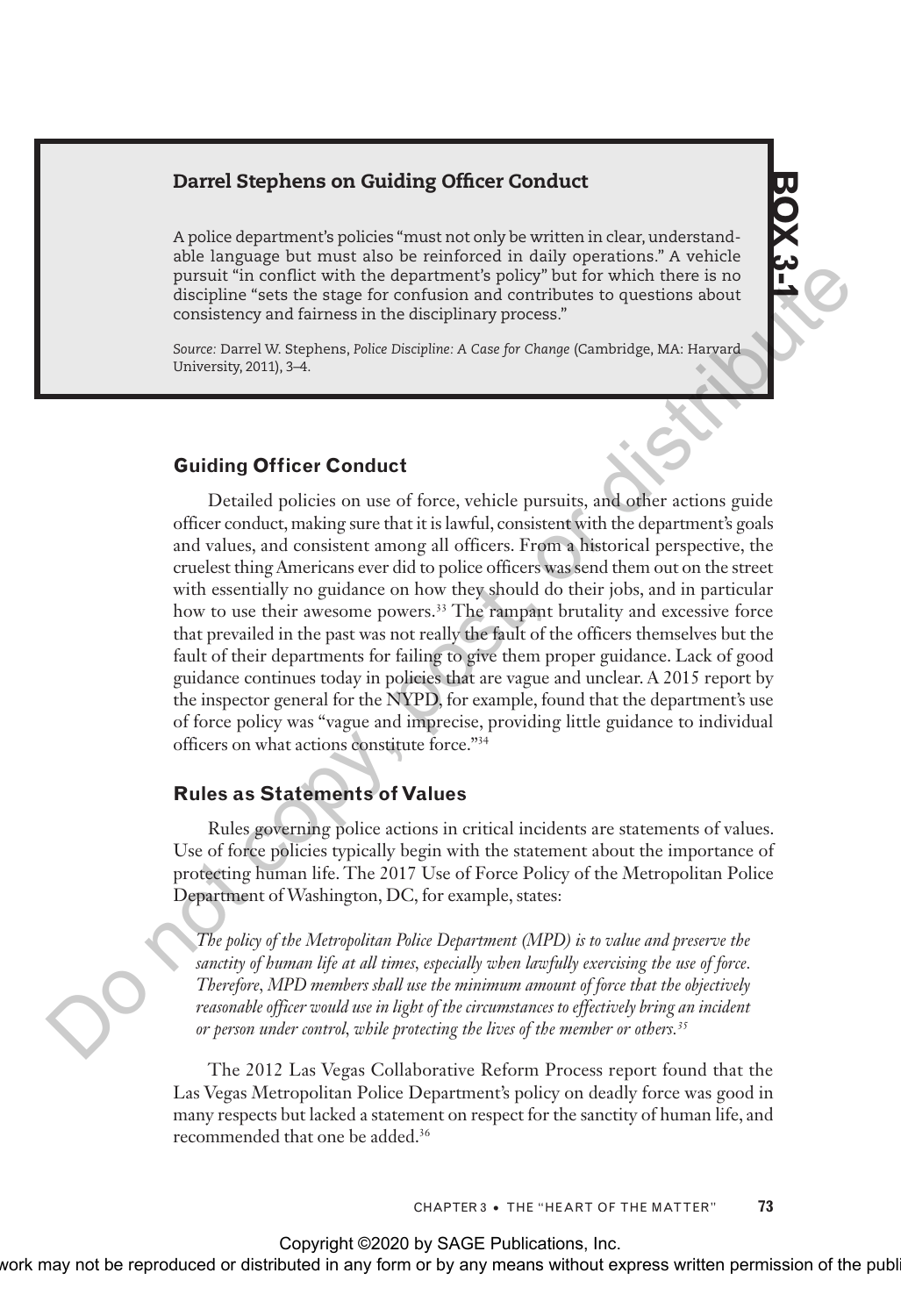## BOX 3-1

### Darrel Stephens on Guiding Officer Conduct

A police department's policies "must not only be written in clear, understandable language but must also be reinforced in daily operations." A vehicle pursuit "in conflict with the department's policy" but for which there is no discipline "sets the stage for confusion and contributes to questions about consistency and fairness in the disciplinary process."

*Source:* Darrel W. Stephens, *Police Discipline: A Case for Change* (Cambridge, MA: Harvard University, 2011), 3–4.

## Guiding Officer Conduct

Detailed policies on use of force, vehicle pursuits, and other actions guide officer conduct, making sure that it is lawful, consistent with the department's goals and values, and consistent among all officers. From a historical perspective, the cruelest thing Americans ever did to police officers was send them out on the street with essentially no guidance on how they should do their jobs, and in particular how to use their awesome powers.[33] The rampant brutality and excessive force that prevailed in the past was not really the fault of the officers themselves but the fault of their departments for failing to give them proper guidance. Lack of good guidance continues today in policies that are vague and unclear. A 2015 report by the inspector general for the NYPD, for example, found that the department's use of force policy was "vague and imprecise, providing little guidance to individual officers on what actions constitute force."[34]

## Rules as Statements of Values

Rules governing police actions in critical incidents are statements of values. Use of force policies typically begin with the statement about the importance of protecting human life. The 2017 Use of Force Policy of the Metropolitan Police Department of Washington, DC, for example, states:

> *The policy of the Metropolitan Police Department (MPD) is to value and preserve the sanctity of human life at all times, especially when lawfully exercising the use of force. Therefore, MPD members shall use the minimum amount of force that the objectively reasonable officer would use in light of the circumstances to effectively bring an incident or person under control, while protecting the lives of the member or others.*[35]

The 2012 Las Vegas Collaborative Reform Process report found that the Las Vegas Metropolitan Police Department's policy on deadly force was good in many respects but lacked a statement on respect for the sanctity of human life, and recommended that one be added.[36]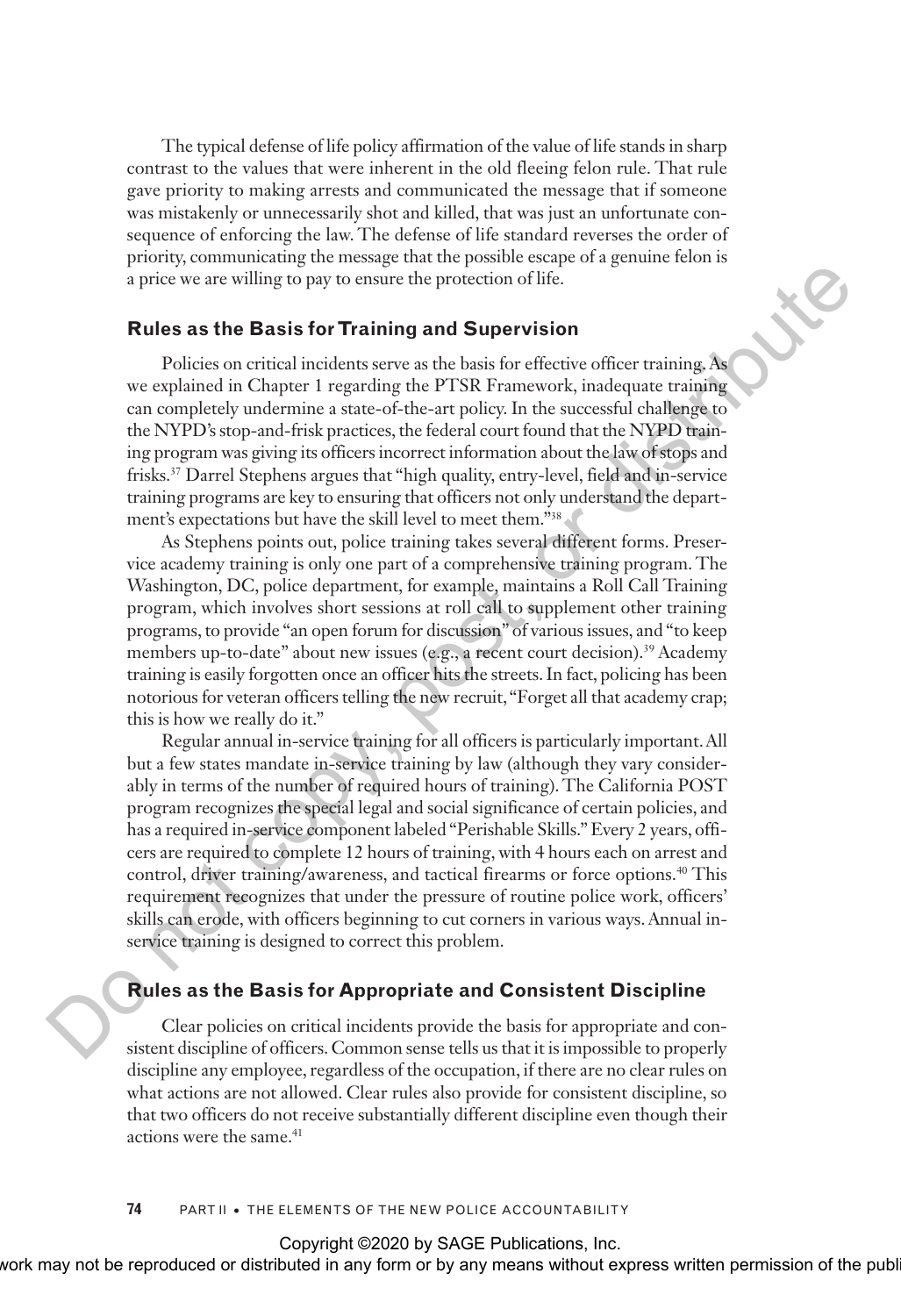The typical defense of life policy affirmation of the value of life stands in sharp contrast to the values that were inherent in the old fleeing felon rule. That rule gave priority to making arrests and communicated the message that if someone was mistakenly or unnecessarily shot and killed, that was just an unfortunate consequence of enforcing the law. The defense of life standard reverses the order of priority, communicating the message that the possible escape of a genuine felon is a price we are willing to pay to ensure the protection of life.

## Rules as the Basis for Training and Supervision

Policies on critical incidents serve as the basis for effective officer training. As we explained in Chapter 1 regarding the PTSR Framework, inadequate training can completely undermine a state-of-the-art policy. In the successful challenge to the NYPD's stop-and-frisk practices, the federal court found that the NYPD training program was giving its officers incorrect information about the law of stops and frisks.[37] Darrel Stephens argues that "high quality, entry-level, field and in-service training programs are key to ensuring that officers not only understand the department's expectations but have the skill level to meet them."[38]

As Stephens points out, police training takes several different forms. Preservice academy training is only one part of a comprehensive training program. The Washington, DC, police department, for example, maintains a Roll Call Training program, which involves short sessions at roll call to supplement other training programs, to provide "an open forum for discussion" of various issues, and "to keep members up-to-date" about new issues (e.g., a recent court decision).[39] Academy training is easily forgotten once an officer hits the streets. In fact, policing has been notorious for veteran officers telling the new recruit, "Forget all that academy crap; this is how we really do it."

Regular annual in-service training for all officers is particularly important. All but a few states mandate in-service training by law (although they vary considerably in terms of the number of required hours of training). The California POST program recognizes the special legal and social significance of certain policies, and has a required in-service component labeled "Perishable Skills." Every 2 years, officers are required to complete 12 hours of training, with 4 hours each on arrest and control, driver training/awareness, and tactical firearms or force options.[40] This requirement recognizes that under the pressure of routine police work, officers' skills can erode, with officers beginning to cut corners in various ways. Annual in-service training is designed to correct this problem.

## Rules as the Basis for Appropriate and Consistent Discipline

Clear policies on critical incidents provide the basis for appropriate and consistent discipline of officers. Common sense tells us that it is impossible to properly discipline any employee, regardless of the occupation, if there are no clear rules on what actions are not allowed. Clear rules also provide for consistent discipline, so that two officers do not receive substantially different discipline even though their actions were the same.[41]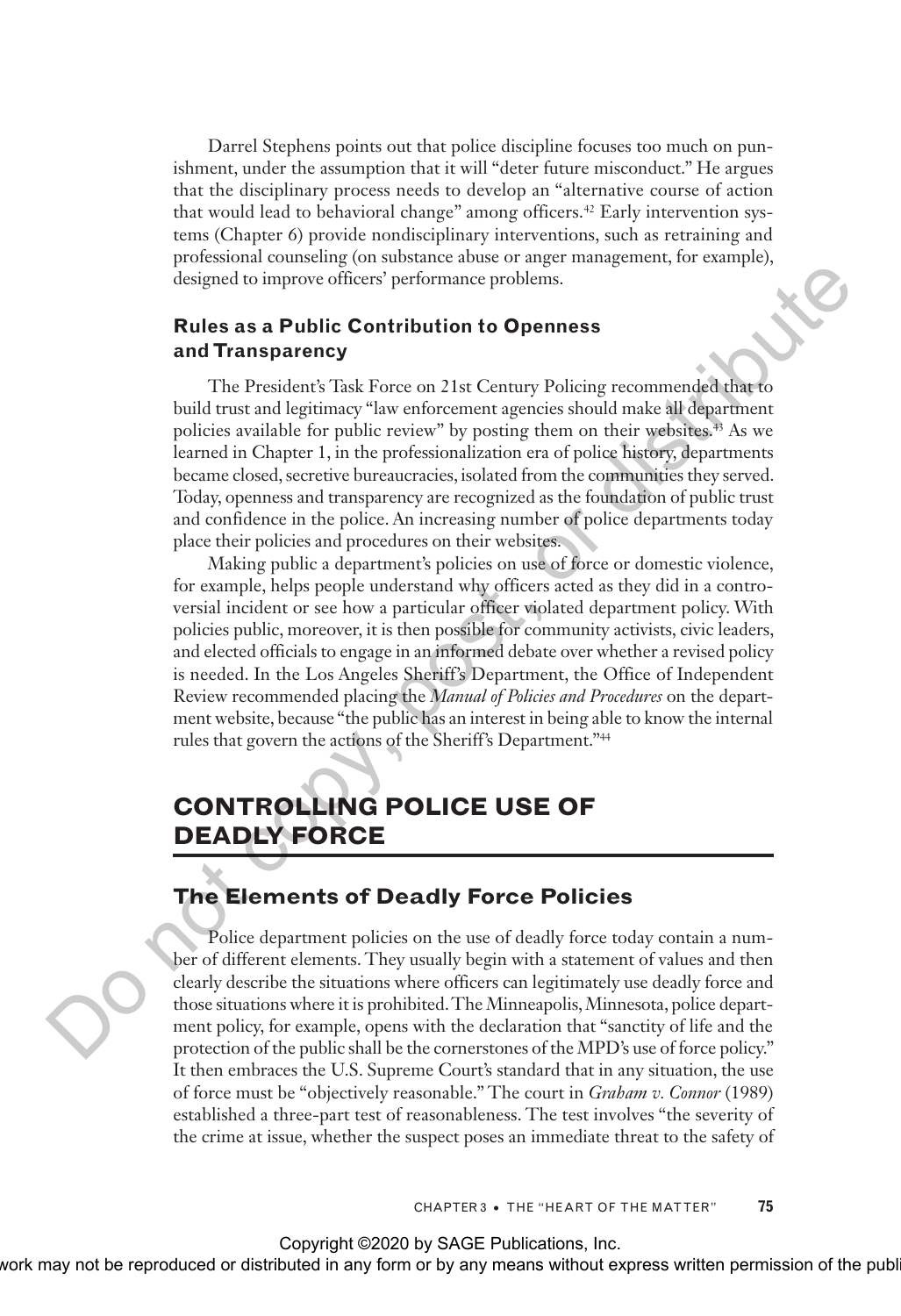Darrel Stephens points out that police discipline focuses too much on punishment, under the assumption that it will "deter future misconduct." He argues that the disciplinary process needs to develop an "alternative course of action that would lead to behavioral change" among officers.[42] Early intervention systems (Chapter 6) provide nondisciplinary interventions, such as retraining and professional counseling (on substance abuse or anger management, for example), designed to improve officers' performance problems.

### Rules as a Public Contribution to Openness and Transparency

The President's Task Force on 21st Century Policing recommended that to build trust and legitimacy "law enforcement agencies should make all department policies available for public review" by posting them on their websites.[43] As we learned in Chapter 1, in the professionalization era of police history, departments became closed, secretive bureaucracies, isolated from the communities they served. Today, openness and transparency are recognized as the foundation of public trust and confidence in the police. An increasing number of police departments today place their policies and procedures on their websites.

Making public a department's policies on use of force or domestic violence, for example, helps people understand why officers acted as they did in a controversial incident or see how a particular officer violated department policy. With policies public, moreover, it is then possible for community activists, civic leaders, and elected officials to engage in an informed debate over whether a revised policy is needed. In the Los Angeles Sheriff's Department, the Office of Independent Review recommended placing the *Manual of Policies and Procedures* on the department website, because "the public has an interest in being able to know the internal rules that govern the actions of the Sheriff's Department."[44]

# CONTROLLING POLICE USE OF DEADLY FORCE

## The Elements of Deadly Force Policies

Police department policies on the use of deadly force today contain a number of different elements. They usually begin with a statement of values and then clearly describe the situations where officers can legitimately use deadly force and those situations where it is prohibited. The Minneapolis, Minnesota, police department policy, for example, opens with the declaration that "sanctity of life and the protection of the public shall be the cornerstones of the MPD's use of force policy." It then embraces the U.S. Supreme Court's standard that in any situation, the use of force must be "objectively reasonable." The court in *Graham v. Connor* (1989) established a three-part test of reasonableness. The test involves "the severity of the crime at issue, whether the suspect poses an immediate threat to the safety of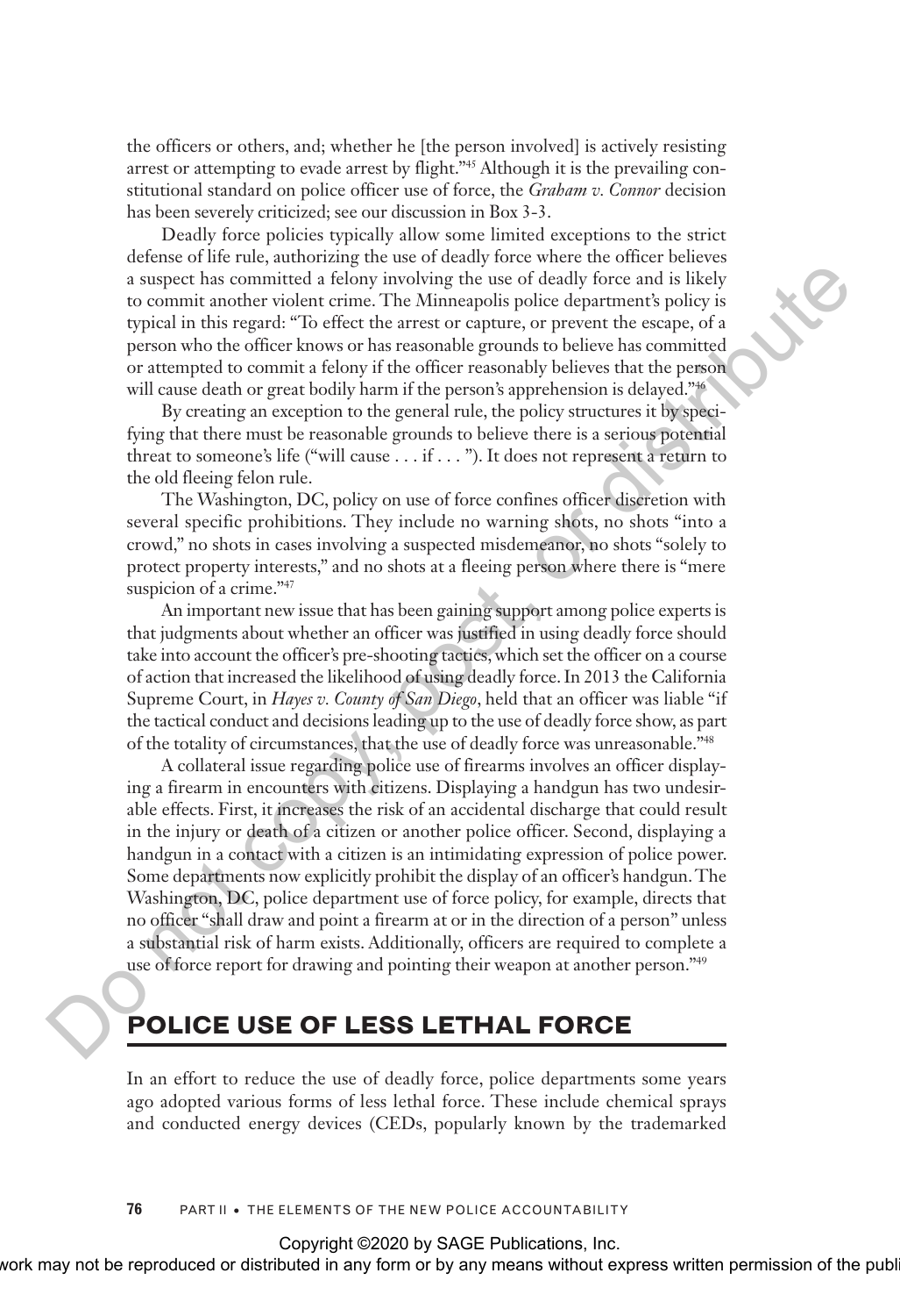the officers or others, and; whether he [the person involved] is actively resisting arrest or attempting to evade arrest by flight."[45] Although it is the prevailing constitutional standard on police officer use of force, the *Graham v. Connor* decision has been severely criticized; see our discussion in Box 3-3.

Deadly force policies typically allow some limited exceptions to the strict defense of life rule, authorizing the use of deadly force where the officer believes a suspect has committed a felony involving the use of deadly force and is likely to commit another violent crime. The Minneapolis police department's policy is typical in this regard: "To effect the arrest or capture, or prevent the escape, of a person who the officer knows or has reasonable grounds to believe has committed or attempted to commit a felony if the officer reasonably believes that the person will cause death or great bodily harm if the person's apprehension is delayed."[46]

By creating an exception to the general rule, the policy structures it by specifying that there must be reasonable grounds to believe there is a serious potential threat to someone's life ("will cause . . . if . . . "). It does not represent a return to the old fleeing felon rule.

The Washington, DC, policy on use of force confines officer discretion with several specific prohibitions. They include no warning shots, no shots "into a crowd," no shots in cases involving a suspected misdemeanor, no shots "solely to protect property interests," and no shots at a fleeing person where there is "mere suspicion of a crime."[47]

An important new issue that has been gaining support among police experts is that judgments about whether an officer was justified in using deadly force should take into account the officer's pre-shooting tactics, which set the officer on a course of action that increased the likelihood of using deadly force. In 2013 the California Supreme Court, in *Hayes v. County of San Diego*, held that an officer was liable "if the tactical conduct and decisions leading up to the use of deadly force show, as part of the totality of circumstances, that the use of deadly force was unreasonable."[48]

A collateral issue regarding police use of firearms involves an officer displaying a firearm in encounters with citizens. Displaying a handgun has two undesirable effects. First, it increases the risk of an accidental discharge that could result in the injury or death of a citizen or another police officer. Second, displaying a handgun in a contact with a citizen is an intimidating expression of police power. Some departments now explicitly prohibit the display of an officer's handgun. The Washington, DC, police department use of force policy, for example, directs that no officer "shall draw and point a firearm at or in the direction of a person" unless a substantial risk of harm exists. Additionally, officers are required to complete a use of force report for drawing and pointing their weapon at another person."[49]

## POLICE USE OF LESS LETHAL FORCE

In an effort to reduce the use of deadly force, police departments some years ago adopted various forms of less lethal force. These include chemical sprays and conducted energy devices (CEDs, popularly known by the trademarked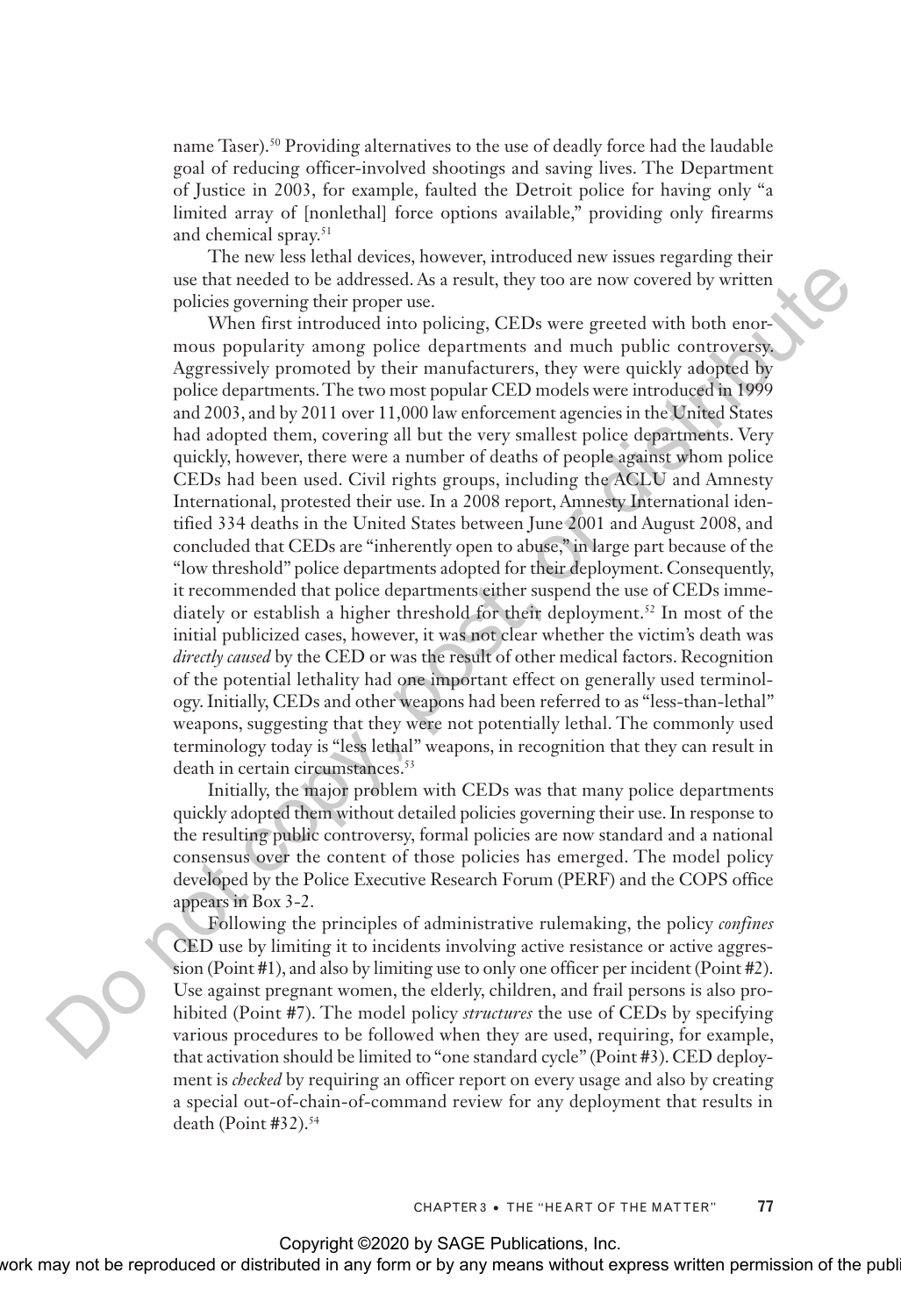name Taser).[50] Providing alternatives to the use of deadly force had the laudable goal of reducing officer-involved shootings and saving lives. The Department of Justice in 2003, for example, faulted the Detroit police for having only "a limited array of [nonlethal] force options available," providing only firearms and chemical spray.[51]

The new less lethal devices, however, introduced new issues regarding their use that needed to be addressed. As a result, they too are now covered by written policies governing their proper use.

When first introduced into policing, CEDs were greeted with both enormous popularity among police departments and much public controversy. Aggressively promoted by their manufacturers, they were quickly adopted by police departments. The two most popular CED models were introduced in 1999 and 2003, and by 2011 over 11,000 law enforcement agencies in the United States had adopted them, covering all but the very smallest police departments. Very quickly, however, there were a number of deaths of people against whom police CEDs had been used. Civil rights groups, including the ACLU and Amnesty International, protested their use. In a 2008 report, Amnesty International identified 334 deaths in the United States between June 2001 and August 2008, and concluded that CEDs are "inherently open to abuse," in large part because of the "low threshold" police departments adopted for their deployment. Consequently, it recommended that police departments either suspend the use of CEDs immediately or establish a higher threshold for their deployment.[52] In most of the initial publicized cases, however, it was not clear whether the victim's death was *directly caused* by the CED or was the result of other medical factors. Recognition of the potential lethality had one important effect on generally used terminology. Initially, CEDs and other weapons had been referred to as "less-than-lethal" weapons, suggesting that they were not potentially lethal. The commonly used terminology today is "less lethal" weapons, in recognition that they can result in death in certain circumstances.[53]

Initially, the major problem with CEDs was that many police departments quickly adopted them without detailed policies governing their use. In response to the resulting public controversy, formal policies are now standard and a national consensus over the content of those policies has emerged. The model policy developed by the Police Executive Research Forum (PERF) and the COPS office appears in Box 3-2.

Following the principles of administrative rulemaking, the policy *confines* CED use by limiting it to incidents involving active resistance or active aggression (Point #1), and also by limiting use to only one officer per incident (Point #2). Use against pregnant women, the elderly, children, and frail persons is also prohibited (Point #7). The model policy *structures* the use of CEDs by specifying various procedures to be followed when they are used, requiring, for example, that activation should be limited to "one standard cycle" (Point #3). CED deployment is *checked* by requiring an officer report on every usage and also by creating a special out-of-chain-of-command review for any deployment that results in death (Point #32).[54]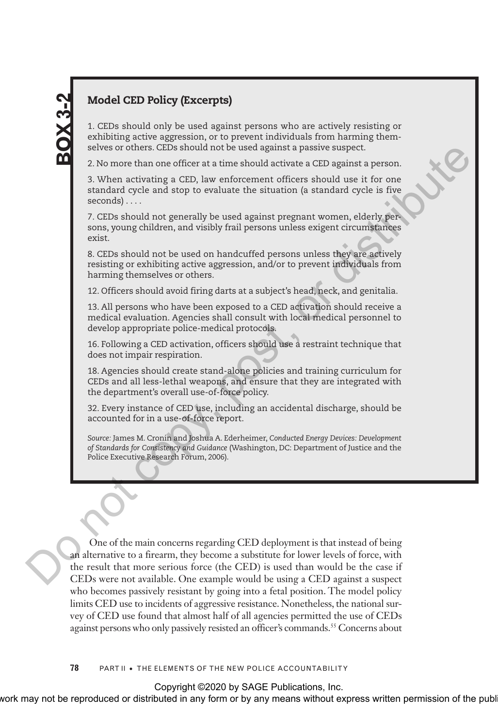## BOX 3-2

### Model CED Policy (Excerpts)

1. CEDs should only be used against persons who are actively resisting or exhibiting active aggression, or to prevent individuals from harming themselves or others. CEDs should not be used against a passive suspect.

2. No more than one officer at a time should activate a CED against a person.

3. When activating a CED, law enforcement officers should use it for one standard cycle and stop to evaluate the situation (a standard cycle is five seconds) . . . .

7. CEDs should not generally be used against pregnant women, elderly persons, young children, and visibly frail persons unless exigent circumstances exist.

8. CEDs should not be used on handcuffed persons unless they are actively resisting or exhibiting active aggression, and/or to prevent individuals from harming themselves or others.

12. Officers should avoid firing darts at a subject's head, neck, and genitalia.

13. All persons who have been exposed to a CED activation should receive a medical evaluation. Agencies shall consult with local medical personnel to develop appropriate police-medical protocols.

16. Following a CED activation, officers should use a restraint technique that does not impair respiration.

18. Agencies should create stand-alone policies and training curriculum for CEDs and all less-lethal weapons, and ensure that they are integrated with the department's overall use-of-force policy.

32. Every instance of CED use, including an accidental discharge, should be accounted for in a use-of-force report.

*Source:* James M. Cronin and Joshua A. Ederheimer, *Conducted Energy Devices: Development of Standards for Consistency and Guidance* (Washington, DC: Department of Justice and the Police Executive Research Forum, 2006).

One of the main concerns regarding CED deployment is that instead of being an alternative to a firearm, they become a substitute for lower levels of force, with the result that more serious force (the CED) is used than would be the case if CEDs were not available. One example would be using a CED against a suspect who becomes passively resistant by going into a fetal position. The model policy limits CED use to incidents of aggressive resistance. Nonetheless, the national survey of CED use found that almost half of all agencies permitted the use of CEDs against persons who only passively resisted an officer's commands.[55] Concerns about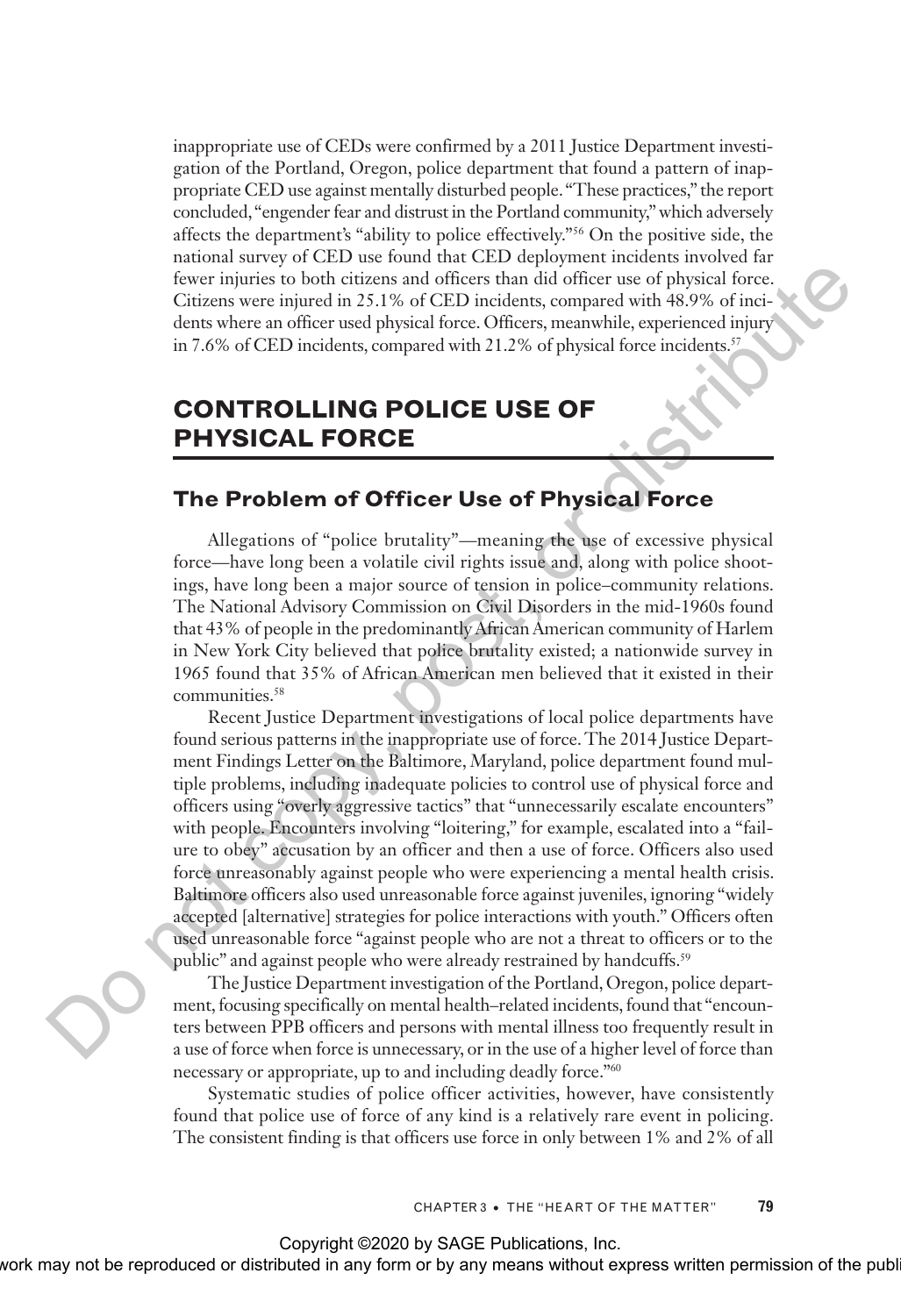inappropriate use of CEDs were confirmed by a 2011 Justice Department investigation of the Portland, Oregon, police department that found a pattern of inappropriate CED use against mentally disturbed people. "These practices," the report concluded, "engender fear and distrust in the Portland community," which adversely affects the department's "ability to police effectively."[56] On the positive side, the national survey of CED use found that CED deployment incidents involved far fewer injuries to both citizens and officers than did officer use of physical force. Citizens were injured in 25.1% of CED incidents, compared with 48.9% of incidents where an officer used physical force. Officers, meanwhile, experienced injury in 7.6% of CED incidents, compared with 21.2% of physical force incidents.[57]

## CONTROLLING POLICE USE OF PHYSICAL FORCE

### The Problem of Officer Use of Physical Force

Allegations of "police brutality"—meaning the use of excessive physical force—have long been a volatile civil rights issue and, along with police shootings, have long been a major source of tension in police–community relations. The National Advisory Commission on Civil Disorders in the mid-1960s found that 43% of people in the predominantly African American community of Harlem in New York City believed that police brutality existed; a nationwide survey in 1965 found that 35% of African American men believed that it existed in their communities.[58]

Recent Justice Department investigations of local police departments have found serious patterns in the inappropriate use of force. The 2014 Justice Department Findings Letter on the Baltimore, Maryland, police department found multiple problems, including inadequate policies to control use of physical force and officers using "overly aggressive tactics" that "unnecessarily escalate encounters" with people. Encounters involving "loitering," for example, escalated into a "failure to obey" accusation by an officer and then a use of force. Officers also used force unreasonably against people who were experiencing a mental health crisis. Baltimore officers also used unreasonable force against juveniles, ignoring "widely accepted [alternative] strategies for police interactions with youth." Officers often used unreasonable force "against people who are not a threat to officers or to the public" and against people who were already restrained by handcuffs.[59]

The Justice Department investigation of the Portland, Oregon, police department, focusing specifically on mental health–related incidents, found that "encounters between PPB officers and persons with mental illness too frequently result in a use of force when force is unnecessary, or in the use of a higher level of force than necessary or appropriate, up to and including deadly force."[60]

Systematic studies of police officer activities, however, have consistently found that police use of force of any kind is a relatively rare event in policing. The consistent finding is that officers use force in only between 1% and 2% of all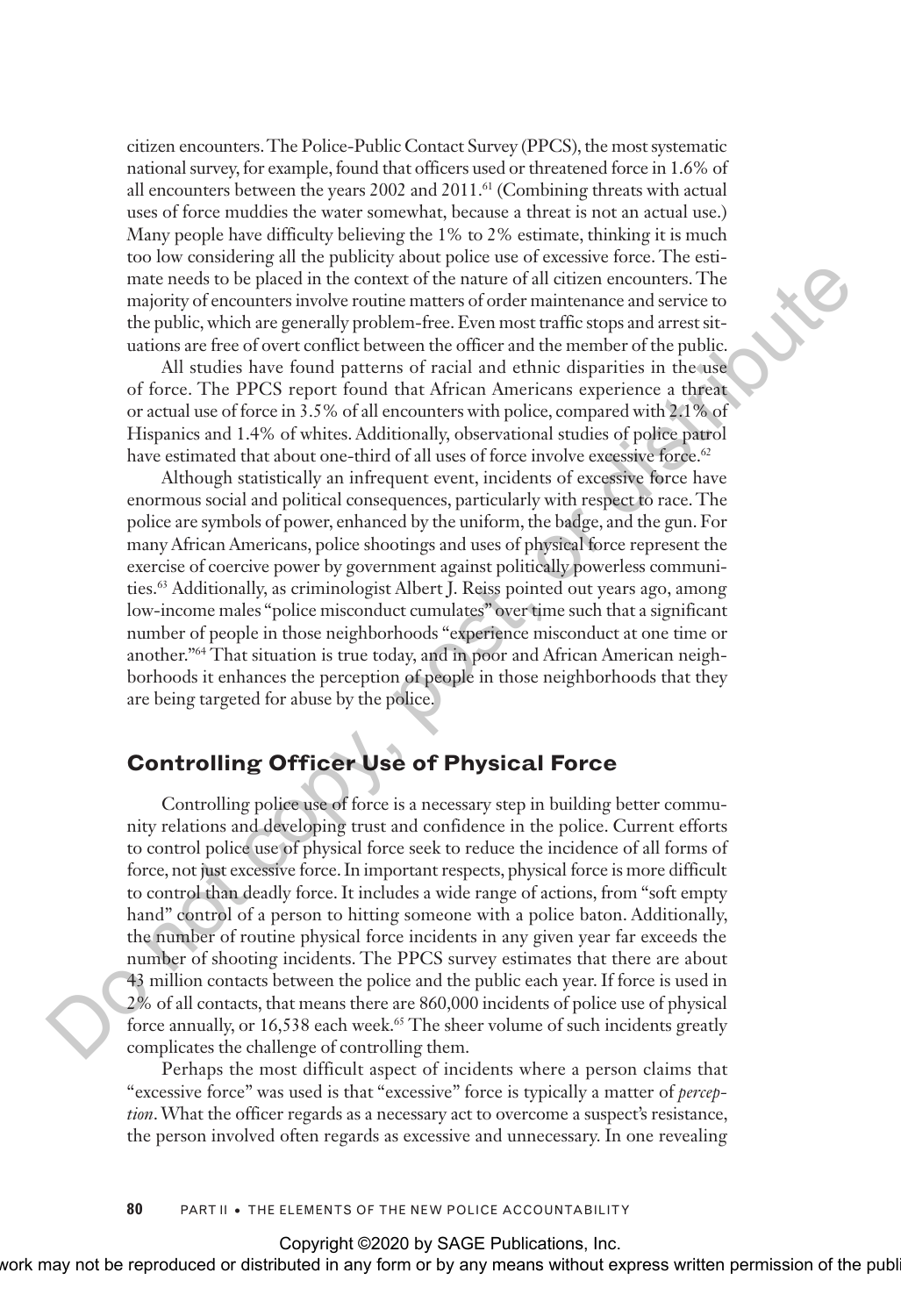citizen encounters. The Police-Public Contact Survey (PPCS), the most systematic national survey, for example, found that officers used or threatened force in 1.6% of all encounters between the years 2002 and 2011.[61] (Combining threats with actual uses of force muddies the water somewhat, because a threat is not an actual use.) Many people have difficulty believing the 1% to 2% estimate, thinking it is much too low considering all the publicity about police use of excessive force. The estimate needs to be placed in the context of the nature of all citizen encounters. The majority of encounters involve routine matters of order maintenance and service to the public, which are generally problem-free. Even most traffic stops and arrest situations are free of overt conflict between the officer and the member of the public.

All studies have found patterns of racial and ethnic disparities in the use of force. The PPCS report found that African Americans experience a threat or actual use of force in 3.5% of all encounters with police, compared with 2.1% of Hispanics and 1.4% of whites. Additionally, observational studies of police patrol have estimated that about one-third of all uses of force involve excessive force.[62]

Although statistically an infrequent event, incidents of excessive force have enormous social and political consequences, particularly with respect to race. The police are symbols of power, enhanced by the uniform, the badge, and the gun. For many African Americans, police shootings and uses of physical force represent the exercise of coercive power by government against politically powerless communities.[63] Additionally, as criminologist Albert J. Reiss pointed out years ago, among low-income males "police misconduct cumulates" over time such that a significant number of people in those neighborhoods "experience misconduct at one time or another."[64] That situation is true today, and in poor and African American neighborhoods it enhances the perception of people in those neighborhoods that they are being targeted for abuse by the police.

## Controlling Officer Use of Physical Force

Controlling police use of force is a necessary step in building better community relations and developing trust and confidence in the police. Current efforts to control police use of physical force seek to reduce the incidence of all forms of force, not just excessive force. In important respects, physical force is more difficult to control than deadly force. It includes a wide range of actions, from "soft empty hand" control of a person to hitting someone with a police baton. Additionally, the number of routine physical force incidents in any given year far exceeds the number of shooting incidents. The PPCS survey estimates that there are about 43 million contacts between the police and the public each year. If force is used in 2% of all contacts, that means there are 860,000 incidents of police use of physical force annually, or 16,538 each week.[65] The sheer volume of such incidents greatly complicates the challenge of controlling them.

Perhaps the most difficult aspect of incidents where a person claims that "excessive force" was used is that "excessive" force is typically a matter of *perception*. What the officer regards as a necessary act to overcome a suspect's resistance, the person involved often regards as excessive and unnecessary. In one revealing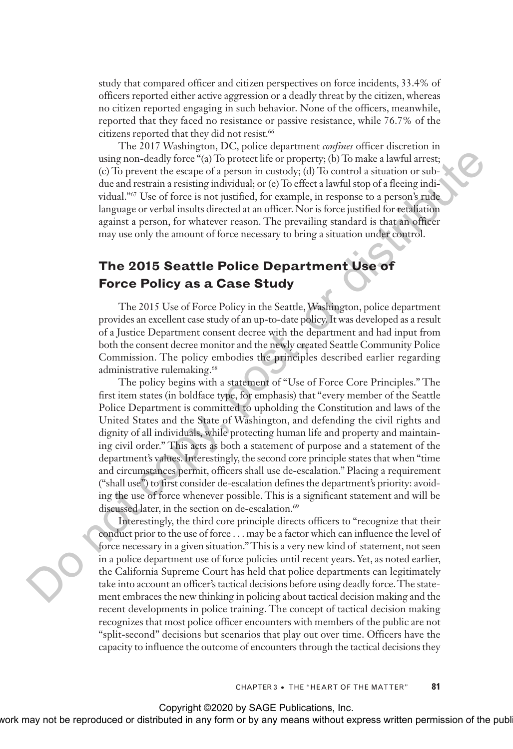study that compared officer and citizen perspectives on force incidents, 33.4% of officers reported either active aggression or a deadly threat by the citizen, whereas no citizen reported engaging in such behavior. None of the officers, meanwhile, reported that they faced no resistance or passive resistance, while 76.7% of the citizens reported that they did not resist.[66]

The 2017 Washington, DC, police department *confines* officer discretion in using non-deadly force "(a) To protect life or property; (b) To make a lawful arrest; (c) To prevent the escape of a person in custody; (d) To control a situation or subdue and restrain a resisting individual; or (e) To effect a lawful stop of a fleeing individual."[67] Use of force is not justified, for example, in response to a person's rude language or verbal insults directed at an officer. Nor is force justified for retaliation against a person, for whatever reason. The prevailing standard is that an officer may use only the amount of force necessary to bring a situation under control.

## The 2015 Seattle Police Department Use of Force Policy as a Case Study

The 2015 Use of Force Policy in the Seattle, Washington, police department provides an excellent case study of an up-to-date policy. It was developed as a result of a Justice Department consent decree with the department and had input from both the consent decree monitor and the newly created Seattle Community Police Commission. The policy embodies the principles described earlier regarding administrative rulemaking.[68]

The policy begins with a statement of "Use of Force Core Principles." The first item states (in boldface type, for emphasis) that "every member of the Seattle Police Department is committed to upholding the Constitution and laws of the United States and the State of Washington, and defending the civil rights and dignity of all individuals, while protecting human life and property and maintaining civil order." This acts as both a statement of purpose and a statement of the department's values. Interestingly, the second core principle states that when "time and circumstances permit, officers shall use de-escalation." Placing a requirement ("shall use") to first consider de-escalation defines the department's priority: avoiding the use of force whenever possible. This is a significant statement and will be discussed later, in the section on de-escalation.[69]

Interestingly, the third core principle directs officers to "recognize that their conduct prior to the use of force . . . may be a factor which can influence the level of force necessary in a given situation." This is a very new kind of statement, not seen in a police department use of force policies until recent years. Yet, as noted earlier, the California Supreme Court has held that police departments can legitimately take into account an officer's tactical decisions before using deadly force. The statement embraces the new thinking in policing about tactical decision making and the recent developments in police training. The concept of tactical decision making recognizes that most police officer encounters with members of the public are not "split-second" decisions but scenarios that play out over time. Officers have the capacity to influence the outcome of encounters through the tactical decisions they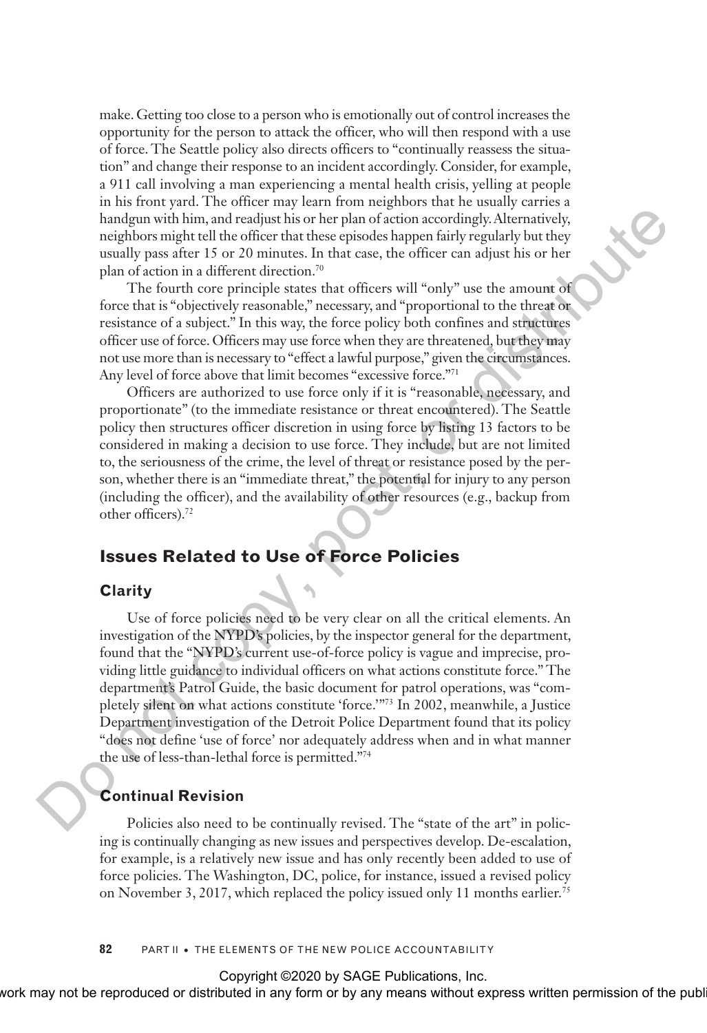make. Getting too close to a person who is emotionally out of control increases the opportunity for the person to attack the officer, who will then respond with a use of force. The Seattle policy also directs officers to "continually reassess the situation" and change their response to an incident accordingly. Consider, for example, a 911 call involving a man experiencing a mental health crisis, yelling at people in his front yard. The officer may learn from neighbors that he usually carries a handgun with him, and readjust his or her plan of action accordingly. Alternatively, neighbors might tell the officer that these episodes happen fairly regularly but they usually pass after 15 or 20 minutes. In that case, the officer can adjust his or her plan of action in a different direction.[70]

The fourth core principle states that officers will "only" use the amount of force that is "objectively reasonable," necessary, and "proportional to the threat or resistance of a subject." In this way, the force policy both confines and structures officer use of force. Officers may use force when they are threatened, but they may not use more than is necessary to "effect a lawful purpose," given the circumstances. Any level of force above that limit becomes "excessive force."[71]

Officers are authorized to use force only if it is "reasonable, necessary, and proportionate" (to the immediate resistance or threat encountered). The Seattle policy then structures officer discretion in using force by listing 13 factors to be considered in making a decision to use force. They include, but are not limited to, the seriousness of the crime, the level of threat or resistance posed by the person, whether there is an "immediate threat," the potential for injury to any person (including the officer), and the availability of other resources (e.g., backup from other officers).[72]

## Issues Related to Use of Force Policies

### Clarity

Use of force policies need to be very clear on all the critical elements. An investigation of the NYPD's policies, by the inspector general for the department, found that the "NYPD's current use-of-force policy is vague and imprecise, providing little guidance to individual officers on what actions constitute force." The department's Patrol Guide, the basic document for patrol operations, was "completely silent on what actions constitute 'force.'"[73] In 2002, meanwhile, a Justice Department investigation of the Detroit Police Department found that its policy "does not define 'use of force' nor adequately address when and in what manner the use of less-than-lethal force is permitted."[74]

### Continual Revision

Policies also need to be continually revised. The "state of the art" in policing is continually changing as new issues and perspectives develop. De-escalation, for example, is a relatively new issue and has only recently been added to use of force policies. The Washington, DC, police, for instance, issued a revised policy on November 3, 2017, which replaced the policy issued only 11 months earlier.[75]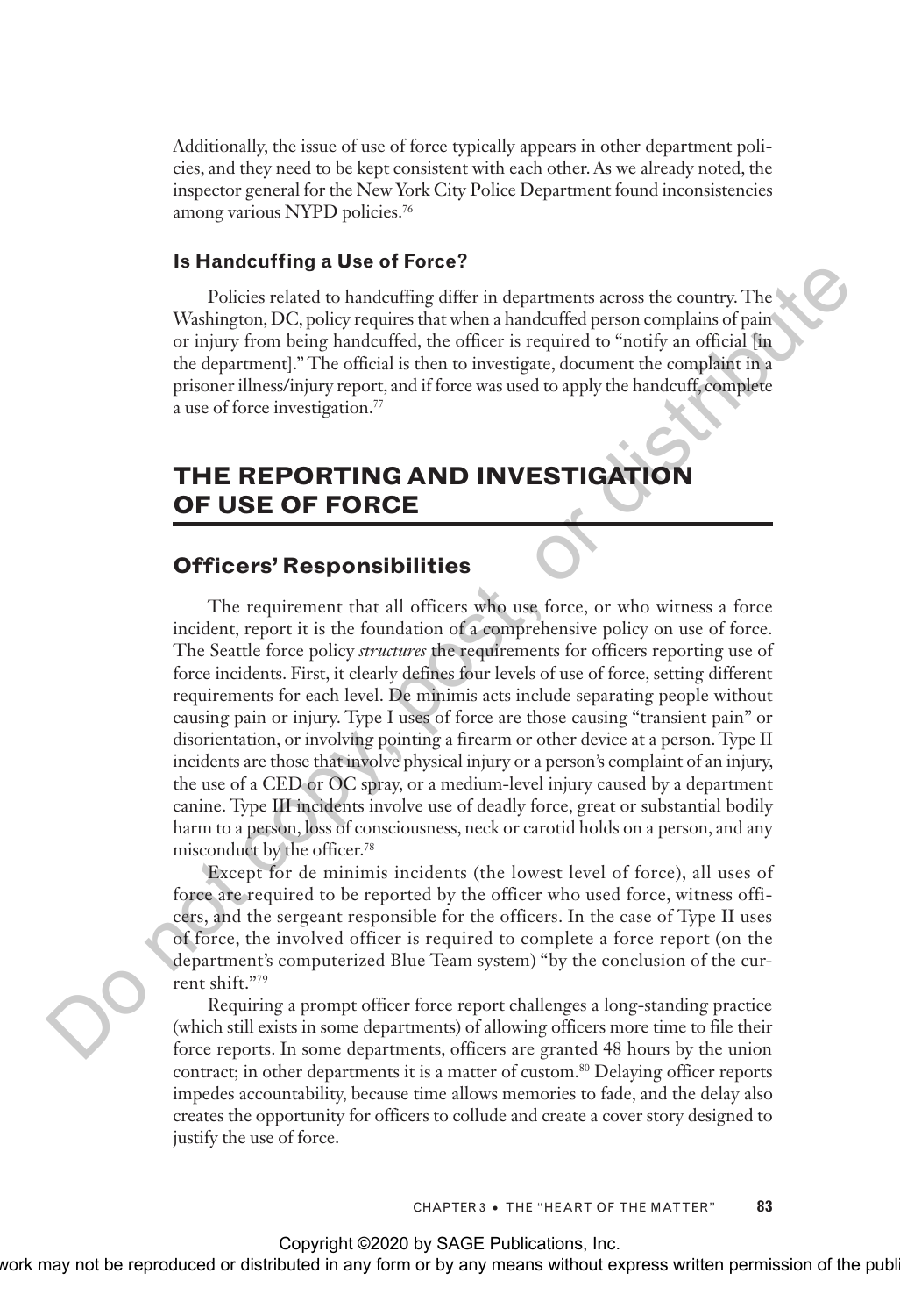Additionally, the issue of use of force typically appears in other department policies, and they need to be kept consistent with each other. As we already noted, the inspector general for the New York City Police Department found inconsistencies among various NYPD policies.[76]

### Is Handcuffing a Use of Force?

Policies related to handcuffing differ in departments across the country. The Washington, DC, policy requires that when a handcuffed person complains of pain or injury from being handcuffed, the officer is required to "notify an official [in the department]." The official is then to investigate, document the complaint in a prisoner illness/injury report, and if force was used to apply the handcuff, complete a use of force investigation.[77]

## THE REPORTING AND INVESTIGATION OF USE OF FORCE

### Officers' Responsibilities

The requirement that all officers who use force, or who witness a force incident, report it is the foundation of a comprehensive policy on use of force. The Seattle force policy *structures* the requirements for officers reporting use of force incidents. First, it clearly defines four levels of use of force, setting different requirements for each level. De minimis acts include separating people without causing pain or injury. Type I uses of force are those causing "transient pain" or disorientation, or involving pointing a firearm or other device at a person. Type II incidents are those that involve physical injury or a person's complaint of an injury, the use of a CED or OC spray, or a medium-level injury caused by a department canine. Type III incidents involve use of deadly force, great or substantial bodily harm to a person, loss of consciousness, neck or carotid holds on a person, and any misconduct by the officer.[78]

Except for de minimis incidents (the lowest level of force), all uses of force are required to be reported by the officer who used force, witness officers, and the sergeant responsible for the officers. In the case of Type II uses of force, the involved officer is required to complete a force report (on the department's computerized Blue Team system) "by the conclusion of the current shift."[79]

Requiring a prompt officer force report challenges a long-standing practice (which still exists in some departments) of allowing officers more time to file their force reports. In some departments, officers are granted 48 hours by the union contract; in other departments it is a matter of custom.[80] Delaying officer reports impedes accountability, because time allows memories to fade, and the delay also creates the opportunity for officers to collude and create a cover story designed to justify the use of force.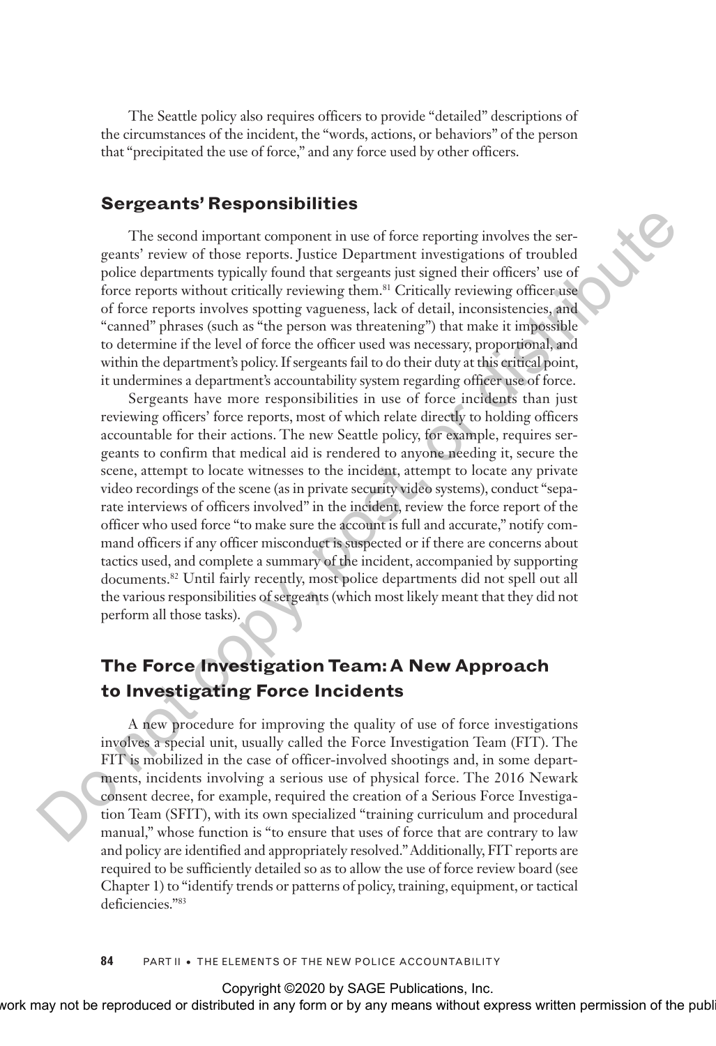The Seattle policy also requires officers to provide "detailed" descriptions of the circumstances of the incident, the "words, actions, or behaviors" of the person that "precipitated the use of force," and any force used by other officers.

## Sergeants' Responsibilities

The second important component in use of force reporting involves the sergeants' review of those reports. Justice Department investigations of troubled police departments typically found that sergeants just signed their officers' use of force reports without critically reviewing them.[81] Critically reviewing officer use of force reports involves spotting vagueness, lack of detail, inconsistencies, and "canned" phrases (such as "the person was threatening") that make it impossible to determine if the level of force the officer used was necessary, proportional, and within the department's policy. If sergeants fail to do their duty at this critical point, it undermines a department's accountability system regarding officer use of force.

Sergeants have more responsibilities in use of force incidents than just reviewing officers' force reports, most of which relate directly to holding officers accountable for their actions. The new Seattle policy, for example, requires sergeants to confirm that medical aid is rendered to anyone needing it, secure the scene, attempt to locate witnesses to the incident, attempt to locate any private video recordings of the scene (as in private security video systems), conduct "separate interviews of officers involved" in the incident, review the force report of the officer who used force "to make sure the account is full and accurate," notify command officers if any officer misconduct is suspected or if there are concerns about tactics used, and complete a summary of the incident, accompanied by supporting documents.[82] Until fairly recently, most police departments did not spell out all the various responsibilities of sergeants (which most likely meant that they did not perform all those tasks).

## The Force Investigation Team: A New Approach to Investigating Force Incidents

A new procedure for improving the quality of use of force investigations involves a special unit, usually called the Force Investigation Team (FIT). The FIT is mobilized in the case of officer-involved shootings and, in some departments, incidents involving a serious use of physical force. The 2016 Newark consent decree, for example, required the creation of a Serious Force Investigation Team (SFIT), with its own specialized "training curriculum and procedural manual," whose function is "to ensure that uses of force that are contrary to law and policy are identified and appropriately resolved." Additionally, FIT reports are required to be sufficiently detailed so as to allow the use of force review board (see Chapter 1) to "identify trends or patterns of policy, training, equipment, or tactical deficiencies."[83]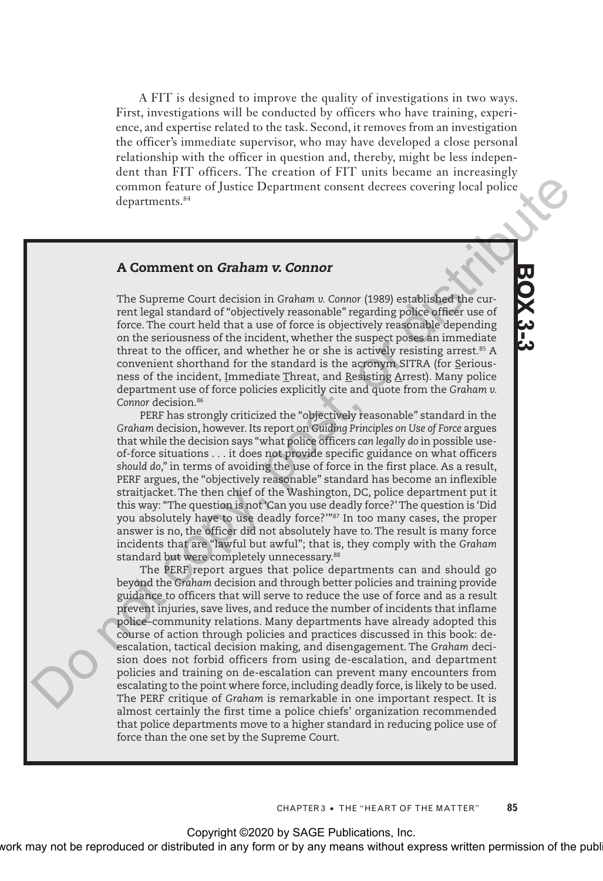A FIT is designed to improve the quality of investigations in two ways. First, investigations will be conducted by officers who have training, experience, and expertise related to the task. Second, it removes from an investigation the officer's immediate supervisor, who may have developed a close personal relationship with the officer in question and, thereby, might be less independent than FIT officers. The creation of FIT units became an increasingly common feature of Justice Department consent decrees covering local police departments.[84]

**BOX 3-3**

### A Comment on *Graham v. Connor*

The Supreme Court decision in *Graham v. Connor* (1989) established the current legal standard of "objectively reasonable" regarding police officer use of force. The court held that a use of force is objectively reasonable depending on the seriousness of the incident, whether the suspect poses an immediate threat to the officer, and whether he or she is actively resisting arrest.[85] A convenient shorthand for the standard is the acronym SITRA (for Seriousness of the incident, Immediate Threat, and Resisting Arrest). Many police department use of force policies explicitly cite and quote from the *Graham v. Connor* decision.[86]

PERF has strongly criticized the "objectively reasonable" standard in the *Graham* decision, however. Its report on *Guiding Principles on Use of Force* argues that while the decision says "what police officers *can legally do* in possible use-of-force situations . . . it does not provide specific guidance on what officers *should do*," in terms of avoiding the use of force in the first place. As a result, PERF argues, the "objectively reasonable" standard has become an inflexible straitjacket. The then chief of the Washington, DC, police department put it this way: "The question is not 'Can you use deadly force?' The question is 'Did you absolutely have to use deadly force?'"[87] In too many cases, the proper answer is no, the officer did not absolutely have to. The result is many force incidents that are "lawful but awful"; that is, they comply with the *Graham* standard but were completely unnecessary.[88]

The PERF report argues that police departments can and should go beyond the *Graham* decision and through better policies and training provide guidance to officers that will serve to reduce the use of force and as a result prevent injuries, save lives, and reduce the number of incidents that inflame police–community relations. Many departments have already adopted this course of action through policies and practices discussed in this book: de-escalation, tactical decision making, and disengagement. The *Graham* decision does not forbid officers from using de-escalation, and department policies and training on de-escalation can prevent many encounters from escalating to the point where force, including deadly force, is likely to be used. The PERF critique of *Graham* is remarkable in one important respect. It is almost certainly the first time a police chiefs' organization recommended that police departments move to a higher standard in reducing police use of force than the one set by the Supreme Court.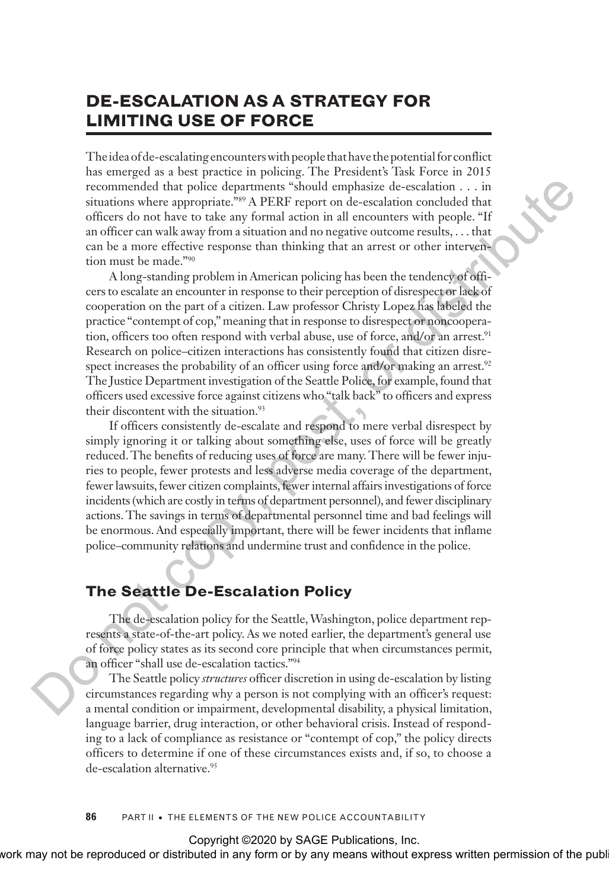## DE-ESCALATION AS A STRATEGY FOR LIMITING USE OF FORCE

The idea of de-escalating encounters with people that have the potential for conflict has emerged as a best practice in policing. The President's Task Force in 2015 recommended that police departments "should emphasize de-escalation . . . in situations where appropriate."[89] A PERF report on de-escalation concluded that officers do not have to take any formal action in all encounters with people. "If an officer can walk away from a situation and no negative outcome results, . . . that can be a more effective response than thinking that an arrest or other intervention must be made."[90]

A long-standing problem in American policing has been the tendency of officers to escalate an encounter in response to their perception of disrespect or lack of cooperation on the part of a citizen. Law professor Christy Lopez has labeled the practice "contempt of cop," meaning that in response to disrespect or noncooperation, officers too often respond with verbal abuse, use of force, and/or an arrest.[91] Research on police–citizen interactions has consistently found that citizen disrespect increases the probability of an officer using force and/or making an arrest.[92] The Justice Department investigation of the Seattle Police, for example, found that officers used excessive force against citizens who "talk back" to officers and express their discontent with the situation.[93]

If officers consistently de-escalate and respond to mere verbal disrespect by simply ignoring it or talking about something else, uses of force will be greatly reduced. The benefits of reducing uses of force are many. There will be fewer injuries to people, fewer protests and less adverse media coverage of the department, fewer lawsuits, fewer citizen complaints, fewer internal affairs investigations of force incidents (which are costly in terms of department personnel), and fewer disciplinary actions. The savings in terms of departmental personnel time and bad feelings will be enormous. And especially important, there will be fewer incidents that inflame police–community relations and undermine trust and confidence in the police.

### The Seattle De-Escalation Policy

The de-escalation policy for the Seattle, Washington, police department represents a state-of-the-art policy. As we noted earlier, the department's general use of force policy states as its second core principle that when circumstances permit, an officer "shall use de-escalation tactics."[94]

The Seattle policy *structures* officer discretion in using de-escalation by listing circumstances regarding why a person is not complying with an officer's request: a mental condition or impairment, developmental disability, a physical limitation, language barrier, drug interaction, or other behavioral crisis. Instead of responding to a lack of compliance as resistance or "contempt of cop," the policy directs officers to determine if one of these circumstances exists and, if so, to choose a de-escalation alternative.[95]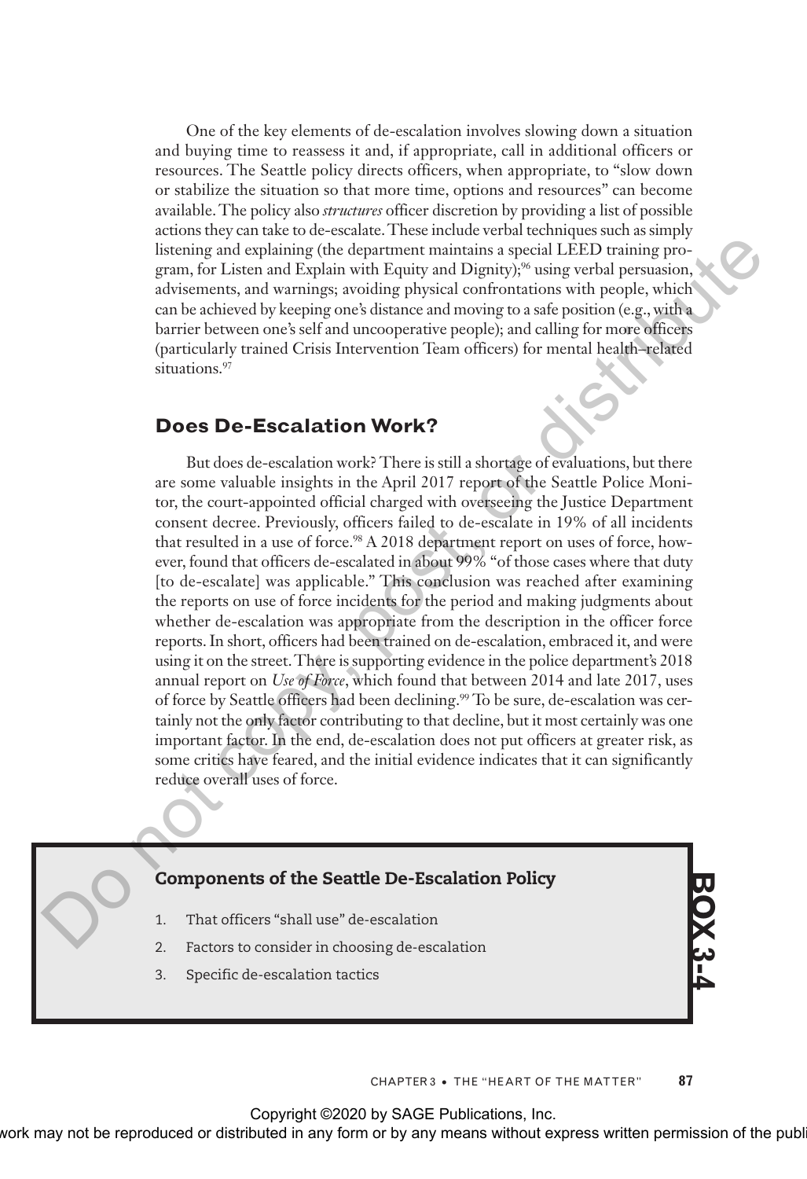One of the key elements of de-escalation involves slowing down a situation and buying time to reassess it and, if appropriate, call in additional officers or resources. The Seattle policy directs officers, when appropriate, to "slow down or stabilize the situation so that more time, options and resources" can become available. The policy also *structures* officer discretion by providing a list of possible actions they can take to de-escalate. These include verbal techniques such as simply listening and explaining (the department maintains a special LEED training program, for Listen and Explain with Equity and Dignity);[96] using verbal persuasion, advisements, and warnings; avoiding physical confrontations with people, which can be achieved by keeping one's distance and moving to a safe position (e.g., with a barrier between one's self and uncooperative people); and calling for more officers (particularly trained Crisis Intervention Team officers) for mental health–related situations.[97]

## Does De-Escalation Work?

But does de-escalation work? There is still a shortage of evaluations, but there are some valuable insights in the April 2017 report of the Seattle Police Monitor, the court-appointed official charged with overseeing the Justice Department consent decree. Previously, officers failed to de-escalate in 19% of all incidents that resulted in a use of force.[98] A 2018 department report on uses of force, however, found that officers de-escalated in about 99% "of those cases where that duty [to de-escalate] was applicable." This conclusion was reached after examining the reports on use of force incidents for the period and making judgments about whether de-escalation was appropriate from the description in the officer force reports. In short, officers had been trained on de-escalation, embraced it, and were using it on the street. There is supporting evidence in the police department's 2018 annual report on *Use of Force*, which found that between 2014 and late 2017, uses of force by Seattle officers had been declining.[99] To be sure, de-escalation was certainly not the only factor contributing to that decline, but it most certainly was one important factor. In the end, de-escalation does not put officers at greater risk, as some critics have feared, and the initial evidence indicates that it can significantly reduce overall uses of force.

### BOX 3-4

### Components of the Seattle De-Escalation Policy

1. That officers "shall use" de-escalation
2. Factors to consider in choosing de-escalation
3. Specific de-escalation tactics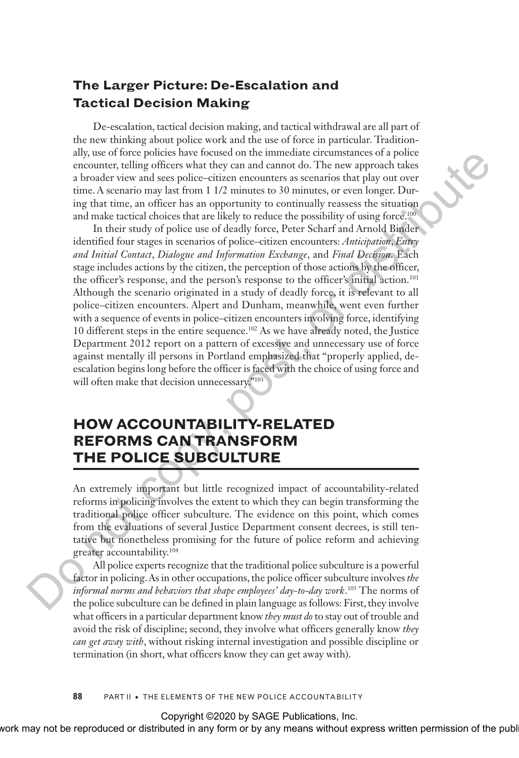### The Larger Picture: De-Escalation and Tactical Decision Making

De-escalation, tactical decision making, and tactical withdrawal are all part of the new thinking about police work and the use of force in particular. Traditionally, use of force policies have focused on the immediate circumstances of a police encounter, telling officers what they can and cannot do. The new approach takes a broader view and sees police–citizen encounters as scenarios that play out over time. A scenario may last from 1 1/2 minutes to 30 minutes, or even longer. During that time, an officer has an opportunity to continually reassess the situation and make tactical choices that are likely to reduce the possibility of using force.[100]

In their study of police use of deadly force, Peter Scharf and Arnold Binder identified four stages in scenarios of police–citizen encounters: *Anticipation*, *Entry and Initial Contact*, *Dialogue and Information Exchange*, and *Final Decision*. Each stage includes actions by the citizen, the perception of those actions by the officer, the officer's response, and the person's response to the officer's initial action.[101] Although the scenario originated in a study of deadly force, it is relevant to all police–citizen encounters. Alpert and Dunham, meanwhile, went even further with a sequence of events in police–citizen encounters involving force, identifying 10 different steps in the entire sequence.[102] As we have already noted, the Justice Department 2012 report on a pattern of excessive and unnecessary use of force against mentally ill persons in Portland emphasized that "properly applied, de-escalation begins long before the officer is faced with the choice of using force and will often make that decision unnecessary."[103]

## HOW ACCOUNTABILITY-RELATED REFORMS CAN TRANSFORM THE POLICE SUBCULTURE

An extremely important but little recognized impact of accountability-related reforms in policing involves the extent to which they can begin transforming the traditional police officer subculture. The evidence on this point, which comes from the evaluations of several Justice Department consent decrees, is still tentative but nonetheless promising for the future of police reform and achieving greater accountability.[104]

All police experts recognize that the traditional police subculture is a powerful factor in policing. As in other occupations, the police officer subculture involves *the informal norms and behaviors that shape employees' day-to-day work*.[105] The norms of the police subculture can be defined in plain language as follows: First, they involve what officers in a particular department know *they must do* to stay out of trouble and avoid the risk of discipline; second, they involve what officers generally know *they can get away with*, without risking internal investigation and possible discipline or termination (in short, what officers know they can get away with).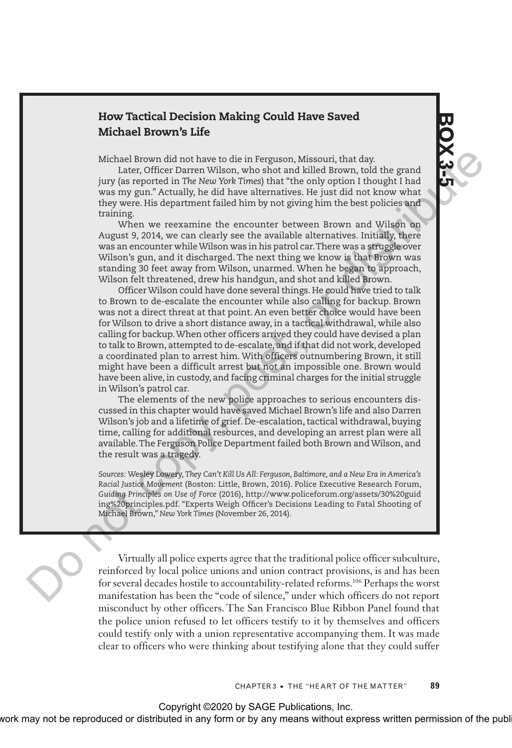## BOX 3-5

### How Tactical Decision Making Could Have Saved Michael Brown's Life

Michael Brown did not have to die in Ferguson, Missouri, that day.

Later, Officer Darren Wilson, who shot and killed Brown, told the grand jury (as reported in *The New York Times*) that "the only option I thought I had was my gun." Actually, he did have alternatives. He just did not know what they were. His department failed him by not giving him the best policies and training.

When we reexamine the encounter between Brown and Wilson on August 9, 2014, we can clearly see the available alternatives. Initially, there was an encounter while Wilson was in his patrol car. There was a struggle over Wilson's gun, and it discharged. The next thing we know is that Brown was standing 30 feet away from Wilson, unarmed. When he began to approach, Wilson felt threatened, drew his handgun, and shot and killed Brown.

Officer Wilson could have done several things. He could have tried to talk to Brown to de-escalate the encounter while also calling for backup. Brown was not a direct threat at that point. An even better choice would have been for Wilson to drive a short distance away, in a tactical withdrawal, while also calling for backup. When other officers arrived they could have devised a plan to talk to Brown, attempted to de-escalate, and if that did not work, developed a coordinated plan to arrest him. With officers outnumbering Brown, it still might have been a difficult arrest but not an impossible one. Brown would have been alive, in custody, and facing criminal charges for the initial struggle in Wilson's patrol car.

The elements of the new police approaches to serious encounters discussed in this chapter would have saved Michael Brown's life and also Darren Wilson's job and a lifetime of grief. De-escalation, tactical withdrawal, buying time, calling for additional resources, and developing an arrest plan were all available. The Ferguson Police Department failed both Brown and Wilson, and the result was a tragedy.

*Sources:* Wesley Lowery, *They Can't Kill Us All: Ferguson, Baltimore, and a New Era in America's Racial Justice Movement* (Boston: Little, Brown, 2016). Police Executive Research Forum, *Guiding Principles on Use of Force* (2016), http://www.policeforum.org/assets/30%20guiding%20principles.pdf. "Experts Weigh Officer's Decisions Leading to Fatal Shooting of Michael Brown," *New York Times* (November 26, 2014).

Virtually all police experts agree that the traditional police officer subculture, reinforced by local police unions and union contract provisions, is and has been for several decades hostile to accountability-related reforms.[106] Perhaps the worst manifestation has been the "code of silence," under which officers do not report misconduct by other officers. The San Francisco Blue Ribbon Panel found that the police union refused to let officers testify to it by themselves and officers could testify only with a union representative accompanying them. It was made clear to officers who were thinking about testifying alone that they could suffer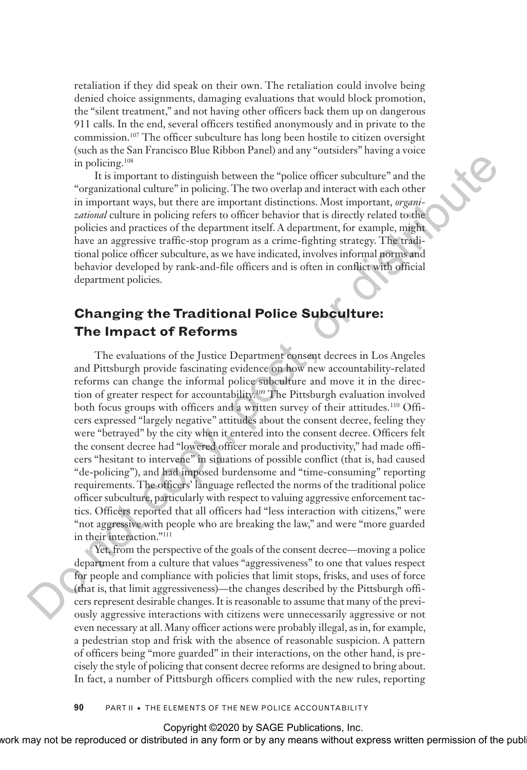retaliation if they did speak on their own. The retaliation could involve being denied choice assignments, damaging evaluations that would block promotion, the "silent treatment," and not having other officers back them up on dangerous 911 calls. In the end, several officers testified anonymously and in private to the commission.[107] The officer subculture has long been hostile to citizen oversight (such as the San Francisco Blue Ribbon Panel) and any "outsiders" having a voice in policing.[108]

It is important to distinguish between the "police officer subculture" and the "organizational culture" in policing. The two overlap and interact with each other in important ways, but there are important distinctions. Most important, *organizational* culture in policing refers to officer behavior that is directly related to the policies and practices of the department itself. A department, for example, might have an aggressive traffic-stop program as a crime-fighting strategy. The traditional police officer subculture, as we have indicated, involves informal norms and behavior developed by rank-and-file officers and is often in conflict with official department policies.

## Changing the Traditional Police Subculture: The Impact of Reforms

The evaluations of the Justice Department consent decrees in Los Angeles and Pittsburgh provide fascinating evidence on how new accountability-related reforms can change the informal police subculture and move it in the direction of greater respect for accountability.[109] The Pittsburgh evaluation involved both focus groups with officers and a written survey of their attitudes.[110] Officers expressed "largely negative" attitudes about the consent decree, feeling they were "betrayed" by the city when it entered into the consent decree. Officers felt the consent decree had "lowered officer morale and productivity," had made officers "hesitant to intervene" in situations of possible conflict (that is, had caused "de-policing"), and had imposed burdensome and "time-consuming" reporting requirements. The officers' language reflected the norms of the traditional police officer subculture, particularly with respect to valuing aggressive enforcement tactics. Officers reported that all officers had "less interaction with citizens," were "not aggressive with people who are breaking the law," and were "more guarded in their interaction."[111]

Yet, from the perspective of the goals of the consent decree—moving a police department from a culture that values "aggressiveness" to one that values respect for people and compliance with policies that limit stops, frisks, and uses of force (that is, that limit aggressiveness)—the changes described by the Pittsburgh officers represent desirable changes. It is reasonable to assume that many of the previously aggressive interactions with citizens were unnecessarily aggressive or not even necessary at all. Many officer actions were probably illegal, as in, for example, a pedestrian stop and frisk with the absence of reasonable suspicion. A pattern of officers being "more guarded" in their interactions, on the other hand, is precisely the style of policing that consent decree reforms are designed to bring about. In fact, a number of Pittsburgh officers complied with the new rules, reporting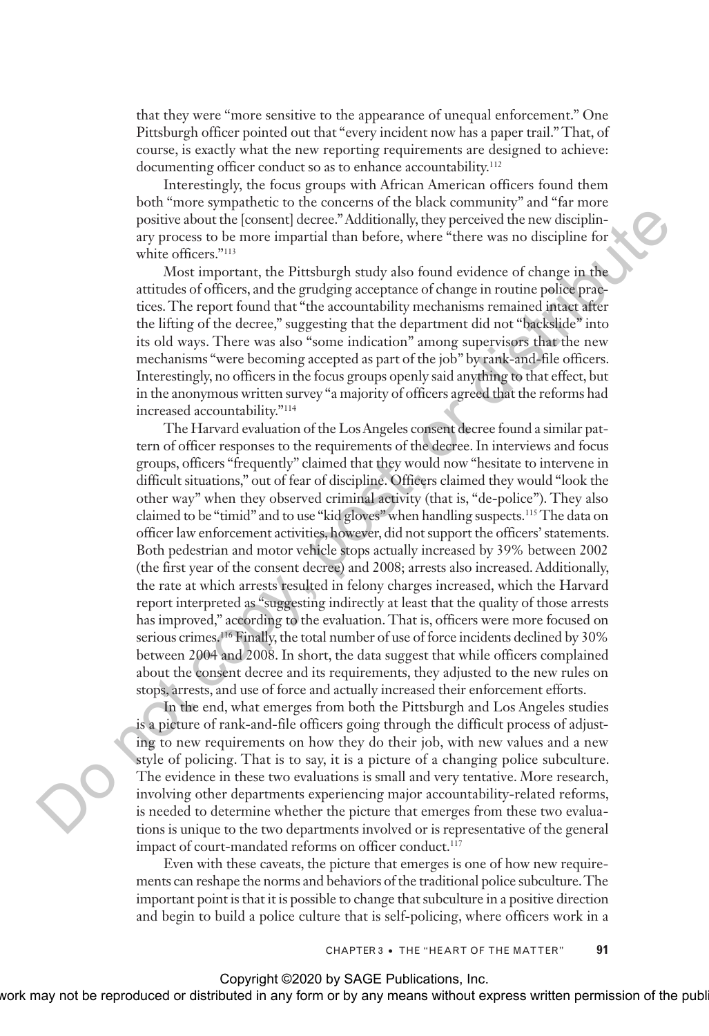that they were "more sensitive to the appearance of unequal enforcement." One Pittsburgh officer pointed out that "every incident now has a paper trail." That, of course, is exactly what the new reporting requirements are designed to achieve: documenting officer conduct so as to enhance accountability.[112]

Interestingly, the focus groups with African American officers found them both "more sympathetic to the concerns of the black community" and "far more positive about the [consent] decree." Additionally, they perceived the new disciplinary process to be more impartial than before, where "there was no discipline for white officers."[113]

Most important, the Pittsburgh study also found evidence of change in the attitudes of officers, and the grudging acceptance of change in routine police practices. The report found that "the accountability mechanisms remained intact after the lifting of the decree," suggesting that the department did not "backslide" into its old ways. There was also "some indication" among supervisors that the new mechanisms "were becoming accepted as part of the job" by rank-and-file officers. Interestingly, no officers in the focus groups openly said anything to that effect, but in the anonymous written survey "a majority of officers agreed that the reforms had increased accountability."[114]

The Harvard evaluation of the Los Angeles consent decree found a similar pattern of officer responses to the requirements of the decree. In interviews and focus groups, officers "frequently" claimed that they would now "hesitate to intervene in difficult situations," out of fear of discipline. Officers claimed they would "look the other way" when they observed criminal activity (that is, "de-police"). They also claimed to be "timid" and to use "kid gloves" when handling suspects.[115] The data on officer law enforcement activities, however, did not support the officers' statements. Both pedestrian and motor vehicle stops actually increased by 39% between 2002 (the first year of the consent decree) and 2008; arrests also increased. Additionally, the rate at which arrests resulted in felony charges increased, which the Harvard report interpreted as "suggesting indirectly at least that the quality of those arrests has improved," according to the evaluation. That is, officers were more focused on serious crimes.[116] Finally, the total number of use of force incidents declined by 30% between 2004 and 2008. In short, the data suggest that while officers complained about the consent decree and its requirements, they adjusted to the new rules on stops, arrests, and use of force and actually increased their enforcement efforts.

In the end, what emerges from both the Pittsburgh and Los Angeles studies is a picture of rank-and-file officers going through the difficult process of adjusting to new requirements on how they do their job, with new values and a new style of policing. That is to say, it is a picture of a changing police subculture. The evidence in these two evaluations is small and very tentative. More research, involving other departments experiencing major accountability-related reforms, is needed to determine whether the picture that emerges from these two evaluations is unique to the two departments involved or is representative of the general impact of court-mandated reforms on officer conduct.[117]

Even with these caveats, the picture that emerges is one of how new requirements can reshape the norms and behaviors of the traditional police subculture. The important point is that it is possible to change that subculture in a positive direction and begin to build a police culture that is self-policing, where officers work in a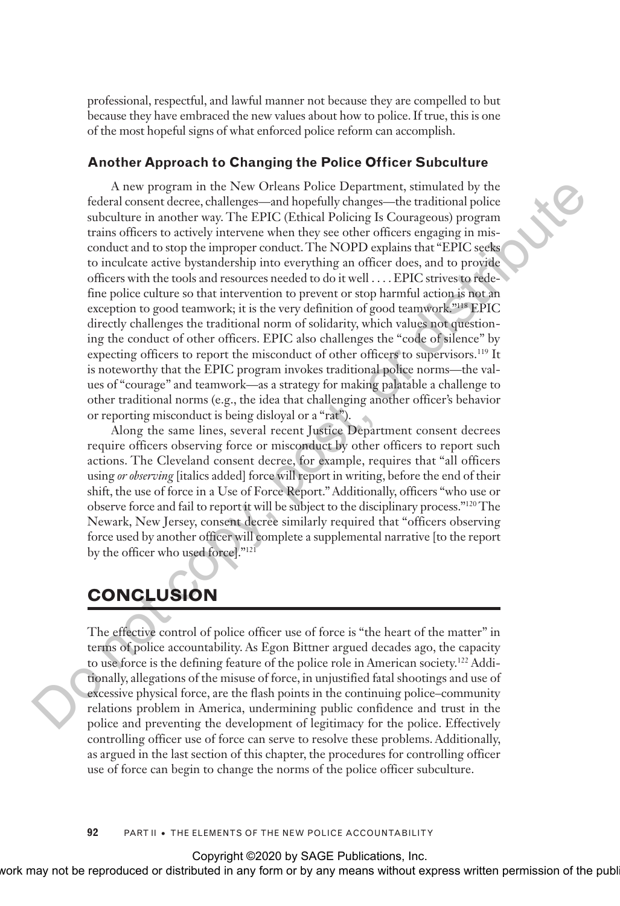professional, respectful, and lawful manner not because they are compelled to but because they have embraced the new values about how to police. If true, this is one of the most hopeful signs of what enforced police reform can accomplish.

### Another Approach to Changing the Police Officer Subculture

A new program in the New Orleans Police Department, stimulated by the federal consent decree, challenges—and hopefully changes—the traditional police subculture in another way. The EPIC (Ethical Policing Is Courageous) program trains officers to actively intervene when they see other officers engaging in misconduct and to stop the improper conduct. The NOPD explains that "EPIC seeks to inculcate active bystandership into everything an officer does, and to provide officers with the tools and resources needed to do it well . . . . EPIC strives to redefine police culture so that intervention to prevent or stop harmful action is not an exception to good teamwork; it is the very definition of good teamwork."[118] EPIC directly challenges the traditional norm of solidarity, which values not questioning the conduct of other officers. EPIC also challenges the "code of silence" by expecting officers to report the misconduct of other officers to supervisors.[119] It is noteworthy that the EPIC program invokes traditional police norms—the values of "courage" and teamwork—as a strategy for making palatable a challenge to other traditional norms (e.g., the idea that challenging another officer's behavior or reporting misconduct is being disloyal or a "rat").

Along the same lines, several recent Justice Department consent decrees require officers observing force or misconduct by other officers to report such actions. The Cleveland consent decree, for example, requires that "all officers using *or observing* [italics added] force will report in writing, before the end of their shift, the use of force in a Use of Force Report." Additionally, officers "who use or observe force and fail to report it will be subject to the disciplinary process."[120] The Newark, New Jersey, consent decree similarly required that "officers observing force used by another officer will complete a supplemental narrative [to the report by the officer who used force]."[121]

## CONCLUSION

The effective control of police officer use of force is "the heart of the matter" in terms of police accountability. As Egon Bittner argued decades ago, the capacity to use force is the defining feature of the police role in American society.[122] Additionally, allegations of the misuse of force, in unjustified fatal shootings and use of excessive physical force, are the flash points in the continuing police–community relations problem in America, undermining public confidence and trust in the police and preventing the development of legitimacy for the police. Effectively controlling officer use of force can serve to resolve these problems. Additionally, as argued in the last section of this chapter, the procedures for controlling officer use of force can begin to change the norms of the police officer subculture.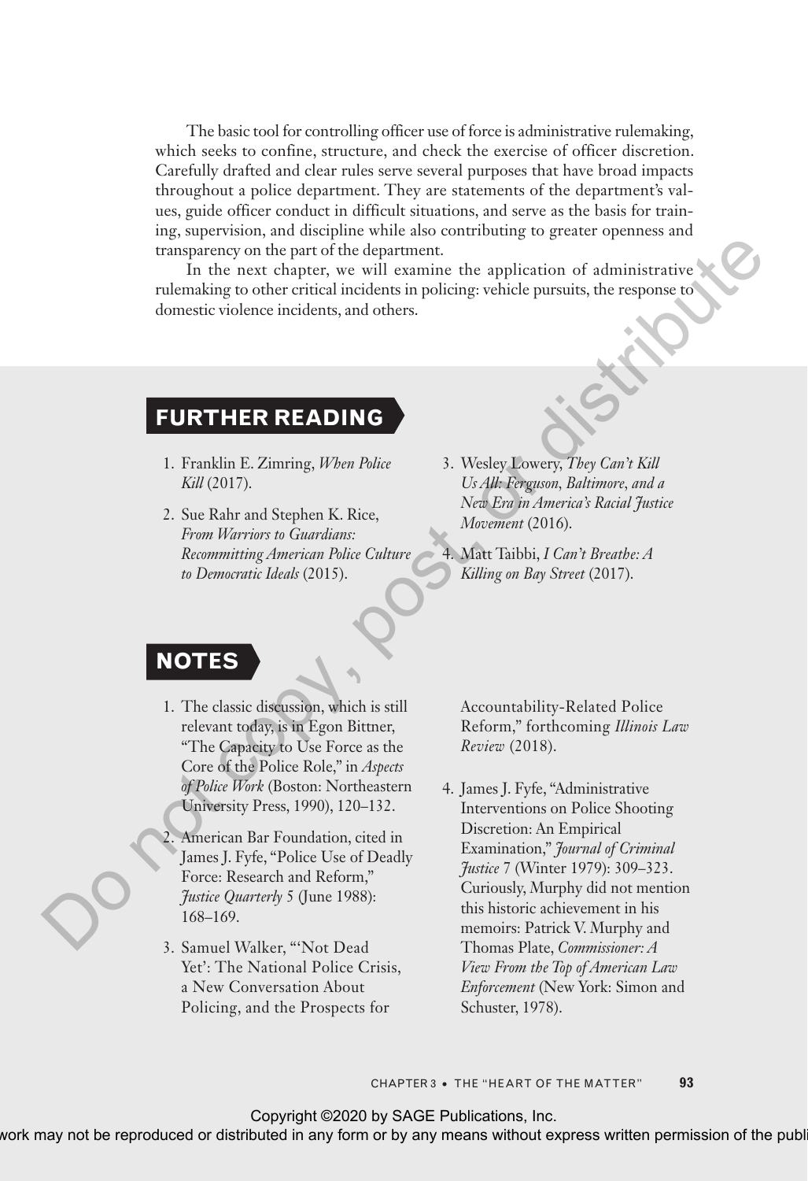The basic tool for controlling officer use of force is administrative rulemaking, which seeks to confine, structure, and check the exercise of officer discretion. Carefully drafted and clear rules serve several purposes that have broad impacts throughout a police department. They are statements of the department's values, guide officer conduct in difficult situations, and serve as the basis for training, supervision, and discipline while also contributing to greater openness and transparency on the part of the department.

In the next chapter, we will examine the application of administrative rulemaking to other critical incidents in policing: vehicle pursuits, the response to domestic violence incidents, and others.

## FURTHER READING

1. Franklin E. Zimring, *When Police Kill* (2017).
2. Sue Rahr and Stephen K. Rice, *From Warriors to Guardians: Recommitting American Police Culture to Democratic Ideals* (2015).
3. Wesley Lowery, *They Can't Kill Us All: Ferguson, Baltimore, and a New Era in America's Racial Justice Movement* (2016).
4. Matt Taibbi, *I Can't Breathe: A Killing on Bay Street* (2017).

## NOTES

1. The classic discussion, which is still relevant today, is in Egon Bittner, "The Capacity to Use Force as the Core of the Police Role," in *Aspects of Police Work* (Boston: Northeastern University Press, 1990), 120–132.
2. American Bar Foundation, cited in James J. Fyfe, "Police Use of Deadly Force: Research and Reform," *Justice Quarterly* 5 (June 1988): 168–169.
3. Samuel Walker, "'Not Dead Yet': The National Police Crisis, a New Conversation About Policing, and the Prospects for Accountability-Related Police Reform," forthcoming *Illinois Law Review* (2018).
4. James J. Fyfe, "Administrative Interventions on Police Shooting Discretion: An Empirical Examination," *Journal of Criminal Justice* 7 (Winter 1979): 309–323. Curiously, Murphy did not mention this historic achievement in his memoirs: Patrick V. Murphy and Thomas Plate, *Commissioner: A View From the Top of American Law Enforcement* (New York: Simon and Schuster, 1978).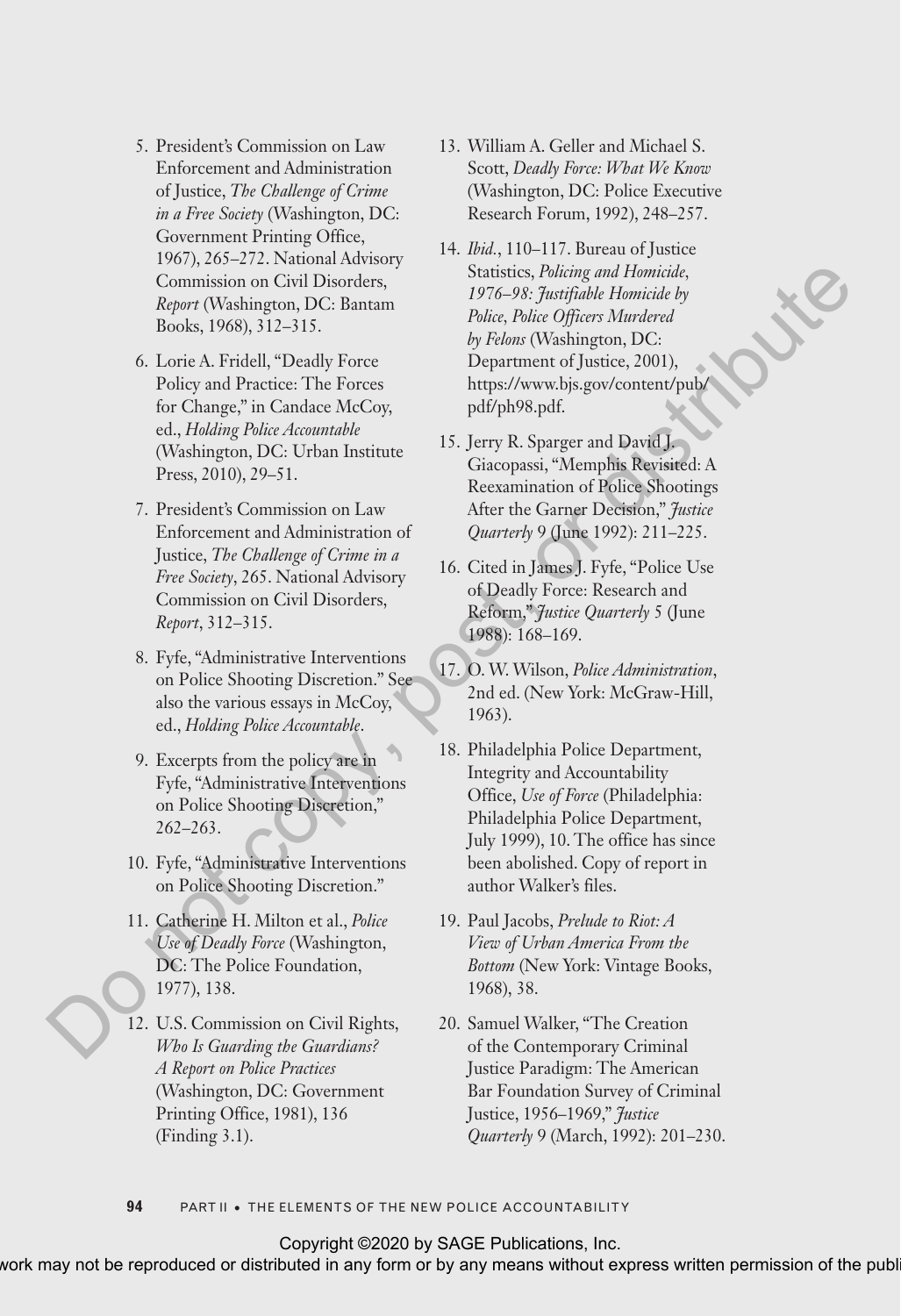5. President's Commission on Law Enforcement and Administration of Justice, *The Challenge of Crime in a Free Society* (Washington, DC: Government Printing Office, 1967), 265–272. National Advisory Commission on Civil Disorders, *Report* (Washington, DC: Bantam Books, 1968), 312–315.
6. Lorie A. Fridell, "Deadly Force Policy and Practice: The Forces for Change," in Candace McCoy, ed., *Holding Police Accountable* (Washington, DC: Urban Institute Press, 2010), 29–51.
7. President's Commission on Law Enforcement and Administration of Justice, *The Challenge of Crime in a Free Society*, 265. National Advisory Commission on Civil Disorders, *Report*, 312–315.
8. Fyfe, "Administrative Interventions on Police Shooting Discretion." See also the various essays in McCoy, ed., *Holding Police Accountable*.
9. Excerpts from the policy are in Fyfe, "Administrative Interventions on Police Shooting Discretion," 262–263.
10. Fyfe, "Administrative Interventions on Police Shooting Discretion."
11. Catherine H. Milton et al., *Police Use of Deadly Force* (Washington, DC: The Police Foundation, 1977), 138.
12. U.S. Commission on Civil Rights, *Who Is Guarding the Guardians? A Report on Police Practices* (Washington, DC: Government Printing Office, 1981), 136 (Finding 3.1).
13. William A. Geller and Michael S. Scott, *Deadly Force: What We Know* (Washington, DC: Police Executive Research Forum, 1992), 248–257.
14. *Ibid.*, 110–117. Bureau of Justice Statistics, *Policing and Homicide, 1976–98: Justifiable Homicide by Police, Police Officers Murdered by Felons* (Washington, DC: Department of Justice, 2001), https://www.bjs.gov/content/pub/pdf/ph98.pdf.
15. Jerry R. Sparger and David J. Giacopassi, "Memphis Revisited: A Reexamination of Police Shootings After the Garner Decision," *Justice Quarterly* 9 (June 1992): 211–225.
16. Cited in James J. Fyfe, "Police Use of Deadly Force: Research and Reform," *Justice Quarterly* 5 (June 1988): 168–169.
17. O. W. Wilson, *Police Administration*, 2nd ed. (New York: McGraw-Hill, 1963).
18. Philadelphia Police Department, Integrity and Accountability Office, *Use of Force* (Philadelphia: Philadelphia Police Department, July 1999), 10. The office has since been abolished. Copy of report in author Walker's files.
19. Paul Jacobs, *Prelude to Riot: A View of Urban America From the Bottom* (New York: Vintage Books, 1968), 38.
20. Samuel Walker, "The Creation of the Contemporary Criminal Justice Paradigm: The American Bar Foundation Survey of Criminal Justice, 1956–1969," *Justice Quarterly* 9 (March, 1992): 201–230.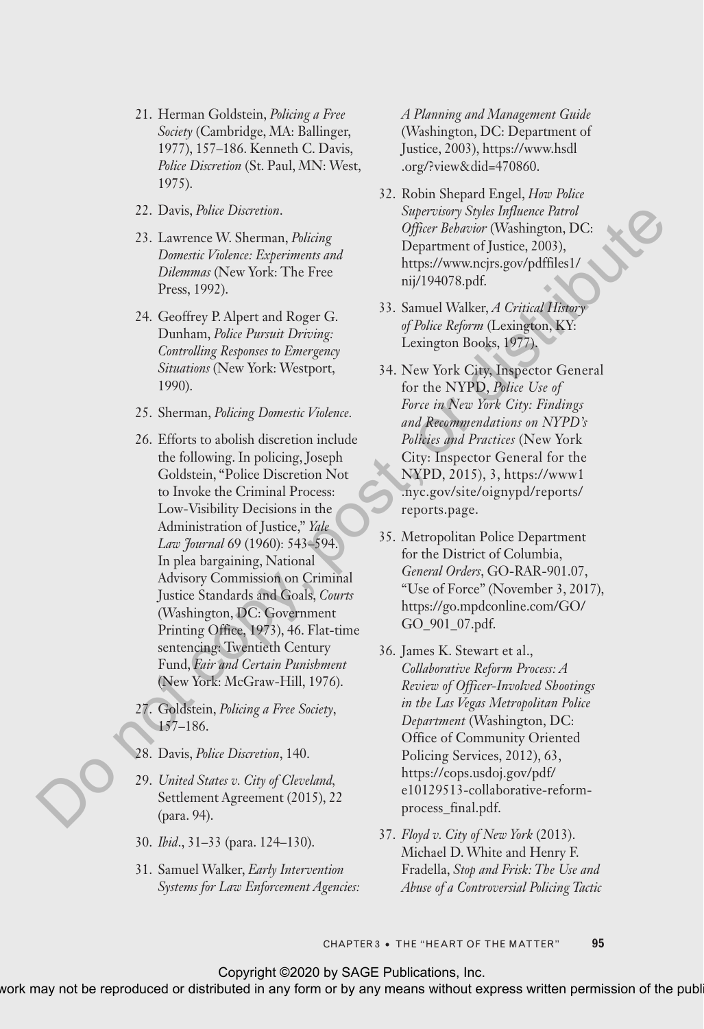21. Herman Goldstein, *Policing a Free Society* (Cambridge, MA: Ballinger, 1977), 157–186. Kenneth C. Davis, *Police Discretion* (St. Paul, MN: West, 1975).
22. Davis, *Police Discretion*.
23. Lawrence W. Sherman, *Policing Domestic Violence: Experiments and Dilemmas* (New York: The Free Press, 1992).
24. Geoffrey P. Alpert and Roger G. Dunham, *Police Pursuit Driving: Controlling Responses to Emergency Situations* (New York: Westport, 1990).
25. Sherman, *Policing Domestic Violence*.
26. Efforts to abolish discretion include the following. In policing, Joseph Goldstein, "Police Discretion Not to Invoke the Criminal Process: Low-Visibility Decisions in the Administration of Justice," *Yale Law Journal* 69 (1960): 543–594. In plea bargaining, National Advisory Commission on Criminal Justice Standards and Goals, *Courts* (Washington, DC: Government Printing Office, 1973), 46. Flat-time sentencing: Twentieth Century Fund, *Fair and Certain Punishment* (New York: McGraw-Hill, 1976).
27. Goldstein, *Policing a Free Society*, 157–186.
28. Davis, *Police Discretion*, 140.
29. *United States v. City of Cleveland*, Settlement Agreement (2015), 22 (para. 94).
30. *Ibid*., 31–33 (para. 124–130).
31. Samuel Walker, *Early Intervention Systems for Law Enforcement Agencies: A Planning and Management Guide* (Washington, DC: Department of Justice, 2003), https://www.hsdl.org/?view&did=470860.
32. Robin Shepard Engel, *How Police Supervisory Styles Influence Patrol Officer Behavior* (Washington, DC: Department of Justice, 2003), https://www.ncjrs.gov/pdffiles1/nij/194078.pdf.
33. Samuel Walker, *A Critical History of Police Reform* (Lexington, KY: Lexington Books, 1977).
34. New York City, Inspector General for the NYPD, *Police Use of Force in New York City: Findings and Recommendations on NYPD's Policies and Practices* (New York City: Inspector General for the NYPD, 2015), 3, https://www1.nyc.gov/site/oignypd/reports/reports.page.
35. Metropolitan Police Department for the District of Columbia, *General Orders*, GO-RAR-901.07, "Use of Force" (November 3, 2017), https://go.mpdconline.com/GO/GO_901_07.pdf.
36. James K. Stewart et al., *Collaborative Reform Process: A Review of Officer-Involved Shootings in the Las Vegas Metropolitan Police Department* (Washington, DC: Office of Community Oriented Policing Services, 2012), 63, https://cops.usdoj.gov/pdf/e10129513-collaborative-reform-process_final.pdf.
37. *Floyd v. City of New York* (2013). Michael D. White and Henry F. Fradella, *Stop and Frisk: The Use and Abuse of a Controversial Policing Tactic*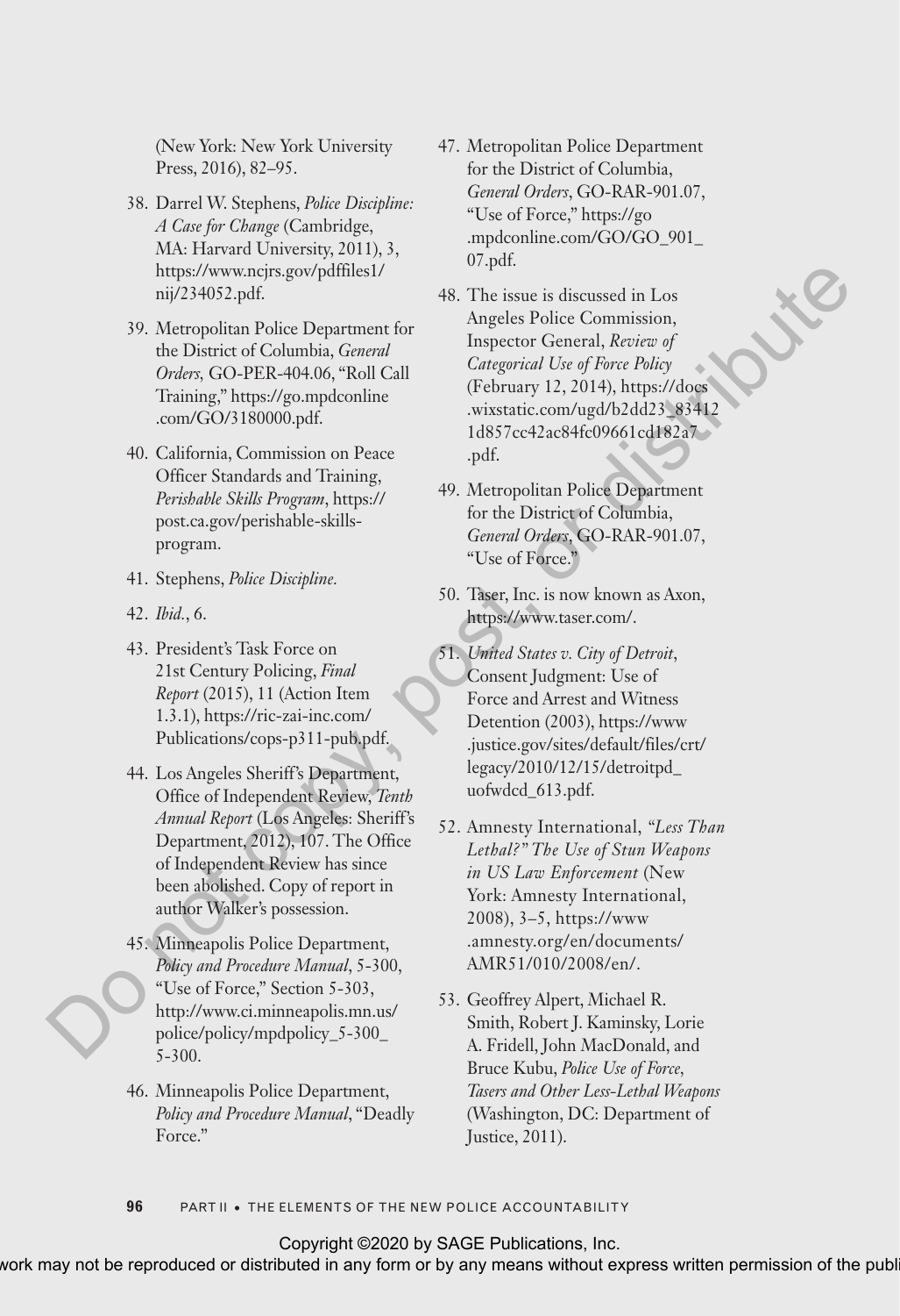(New York: New York University Press, 2016), 82–95.

38. Darrel W. Stephens, *Police Discipline: A Case for Change* (Cambridge, MA: Harvard University, 2011), 3, https://www.ncjrs.gov/pdffiles1/nij/234052.pdf.

39. Metropolitan Police Department for the District of Columbia, *General Orders*, GO-PER-404.06, "Roll Call Training," https://go.mpdconline.com/GO/3180000.pdf.

40. California, Commission on Peace Officer Standards and Training, *Perishable Skills Program*, https://post.ca.gov/perishable-skills-program.

41. Stephens, *Police Discipline.*

42. *Ibid.*, 6.

43. President's Task Force on 21st Century Policing, *Final Report* (2015), 11 (Action Item 1.3.1), https://ric-zai-inc.com/Publications/cops-p311-pub.pdf.

44. Los Angeles Sheriff's Department, Office of Independent Review, *Tenth Annual Report* (Los Angeles: Sheriff's Department, 2012), 107. The Office of Independent Review has since been abolished. Copy of report in author Walker's possession.

45. Minneapolis Police Department, *Policy and Procedure Manual*, 5-300, "Use of Force," Section 5-303, http://www.ci.minneapolis.mn.us/police/policy/mpdpolicy_5-300_5-300.

46. Minneapolis Police Department, *Policy and Procedure Manual*, "Deadly Force."

47. Metropolitan Police Department for the District of Columbia, *General Orders*, GO-RAR-901.07, "Use of Force," https://go.mpdconline.com/GO/GO_901_07.pdf.

48. The issue is discussed in Los Angeles Police Commission, Inspector General, *Review of Categorical Use of Force Policy* (February 12, 2014), https://docs.wixstatic.com/ugd/b2dd23_834121d857cc42ac84fc09661cd182a7.pdf.

49. Metropolitan Police Department for the District of Columbia, *General Orders*, GO-RAR-901.07, "Use of Force."

50. Taser, Inc. is now known as Axon, https://www.taser.com/.

51. *United States v. City of Detroit*, Consent Judgment: Use of Force and Arrest and Witness Detention (2003), https://www.justice.gov/sites/default/files/crt/legacy/2010/12/15/detroitpd_uofwdcd_613.pdf.

52. Amnesty International, *"Less Than Lethal?" The Use of Stun Weapons in US Law Enforcement* (New York: Amnesty International, 2008), 3–5, https://www.amnesty.org/en/documents/AMR51/010/2008/en/.

53. Geoffrey Alpert, Michael R. Smith, Robert J. Kaminsky, Lorie A. Fridell, John MacDonald, and Bruce Kubu, *Police Use of Force, Tasers and Other Less-Lethal Weapons* (Washington, DC: Department of Justice, 2011).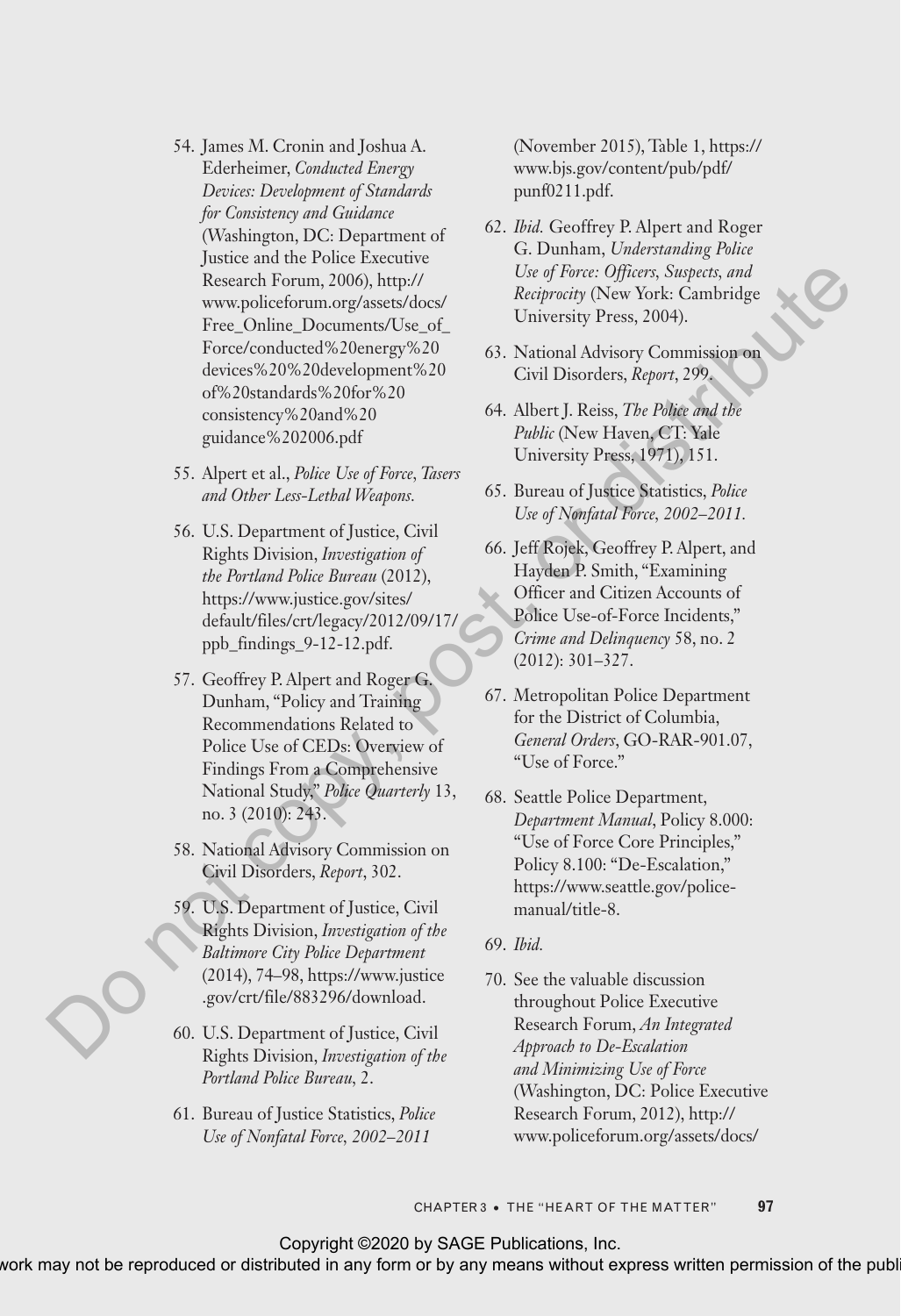54. James M. Cronin and Joshua A. Ederheimer, *Conducted Energy Devices: Development of Standards for Consistency and Guidance* (Washington, DC: Department of Justice and the Police Executive Research Forum, 2006), http://www.policeforum.org/assets/docs/Free_Online_Documents/Use_of_Force/conducted%20energy%20devices%20%20development%20of%20standards%20for%20consistency%20and%20guidance%202006.pdf

55. Alpert et al., *Police Use of Force, Tasers and Other Less-Lethal Weapons.*

56. U.S. Department of Justice, Civil Rights Division, *Investigation of the Portland Police Bureau* (2012), https://www.justice.gov/sites/default/files/crt/legacy/2012/09/17/ppb_findings_9-12-12.pdf.

57. Geoffrey P. Alpert and Roger G. Dunham, "Policy and Training Recommendations Related to Police Use of CEDs: Overview of Findings From a Comprehensive National Study," *Police Quarterly* 13, no. 3 (2010): 243.

58. National Advisory Commission on Civil Disorders, *Report*, 302.

59. U.S. Department of Justice, Civil Rights Division, *Investigation of the Baltimore City Police Department* (2014), 74–98, https://www.justice.gov/crt/file/883296/download.

60. U.S. Department of Justice, Civil Rights Division, *Investigation of the Portland Police Bureau*, 2.

61. Bureau of Justice Statistics, *Police Use of Nonfatal Force, 2002–2011* (November 2015), Table 1, https://www.bjs.gov/content/pub/pdf/punf0211.pdf.

62. *Ibid.* Geoffrey P. Alpert and Roger G. Dunham, *Understanding Police Use of Force: Officers, Suspects, and Reciprocity* (New York: Cambridge University Press, 2004).

63. National Advisory Commission on Civil Disorders, *Report*, 299.

64. Albert J. Reiss, *The Police and the Public* (New Haven, CT: Yale University Press, 1971), 151.

65. Bureau of Justice Statistics, *Police Use of Nonfatal Force, 2002–2011.*

66. Jeff Rojek, Geoffrey P. Alpert, and Hayden P. Smith, "Examining Officer and Citizen Accounts of Police Use-of-Force Incidents," *Crime and Delinquency* 58, no. 2 (2012): 301–327.

67. Metropolitan Police Department for the District of Columbia, *General Orders*, GO-RAR-901.07, "Use of Force."

68. Seattle Police Department, *Department Manual*, Policy 8.000: "Use of Force Core Principles," Policy 8.100: "De-Escalation," https://www.seattle.gov/police-manual/title-8.

69. *Ibid.*

70. See the valuable discussion throughout Police Executive Research Forum, *An Integrated Approach to De-Escalation and Minimizing Use of Force* (Washington, DC: Police Executive Research Forum, 2012), http://www.policeforum.org/assets/docs/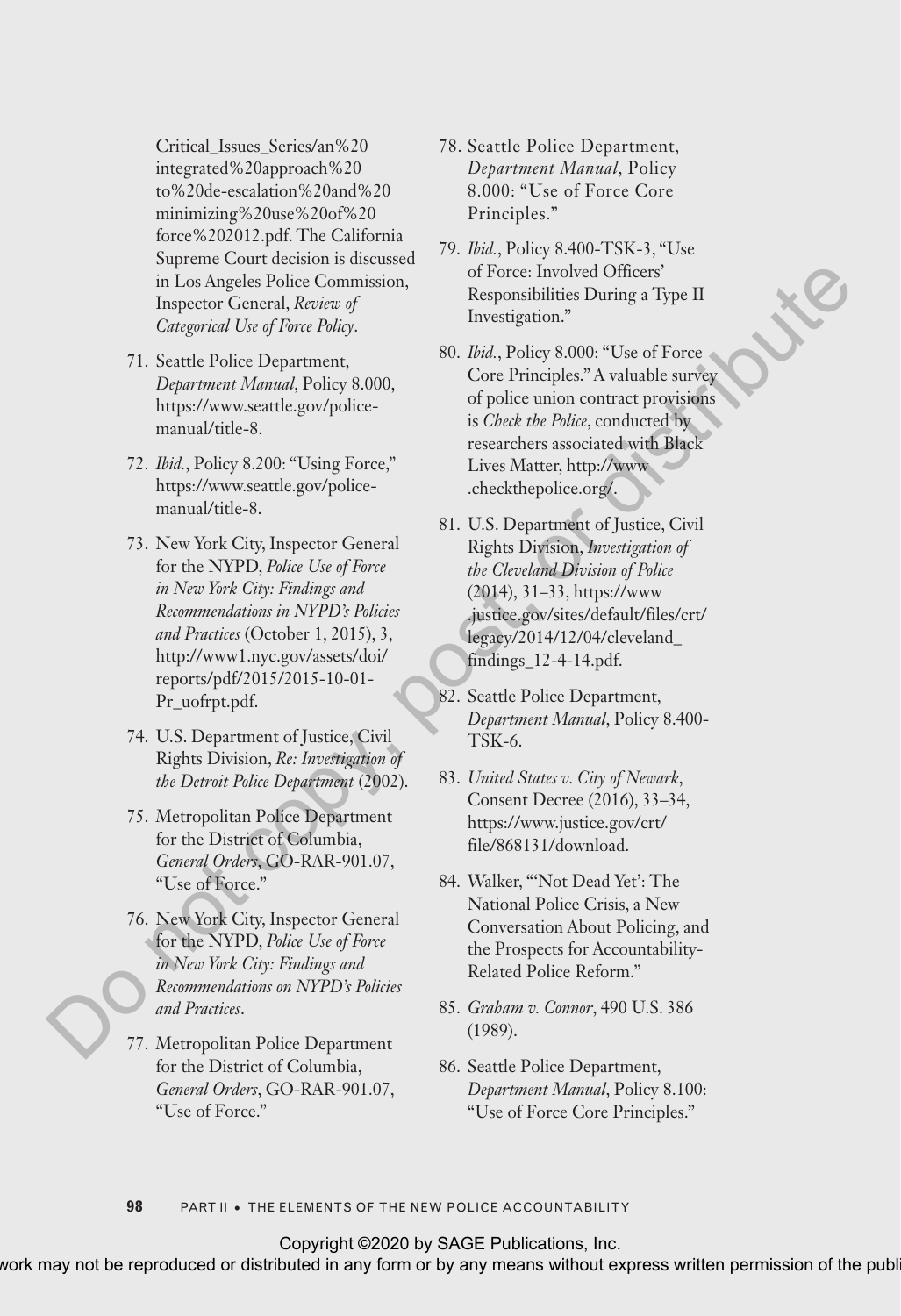Critical_Issues_Series/an%20integrated%20approach%20to%20de-escalation%20and%20minimizing%20use%20of%20force%202012.pdf. The California Supreme Court decision is discussed in Los Angeles Police Commission, Inspector General, *Review of Categorical Use of Force Policy*.

71. Seattle Police Department, *Department Manual*, Policy 8.000, https://www.seattle.gov/police-manual/title-8.
72. *Ibid.*, Policy 8.200: "Using Force," https://www.seattle.gov/police-manual/title-8.
73. New York City, Inspector General for the NYPD, *Police Use of Force in New York City: Findings and Recommendations in NYPD's Policies and Practices* (October 1, 2015), 3, http://www1.nyc.gov/assets/doi/reports/pdf/2015/2015-10-01-Pr_uofrpt.pdf.
74. U.S. Department of Justice, Civil Rights Division, *Re: Investigation of the Detroit Police Department* (2002).
75. Metropolitan Police Department for the District of Columbia, *General Orders*, GO-RAR-901.07, "Use of Force."
76. New York City, Inspector General for the NYPD, *Police Use of Force in New York City: Findings and Recommendations on NYPD's Policies and Practices*.
77. Metropolitan Police Department for the District of Columbia, *General Orders*, GO-RAR-901.07, "Use of Force."
78. Seattle Police Department, *Department Manual*, Policy 8.000: "Use of Force Core Principles."
79. *Ibid.*, Policy 8.400-TSK-3, "Use of Force: Involved Officers' Responsibilities During a Type II Investigation."
80. *Ibid.*, Policy 8.000: "Use of Force Core Principles." A valuable survey of police union contract provisions is *Check the Police*, conducted by researchers associated with Black Lives Matter, http://www.checkthepolice.org/.
81. U.S. Department of Justice, Civil Rights Division, *Investigation of the Cleveland Division of Police* (2014), 31–33, https://www.justice.gov/sites/default/files/crt/legacy/2014/12/04/cleveland_findings_12-4-14.pdf.
82. Seattle Police Department, *Department Manual*, Policy 8.400-TSK-6.
83. *United States v. City of Newark*, Consent Decree (2016), 33–34, https://www.justice.gov/crt/file/868131/download.
84. Walker, "'Not Dead Yet': The National Police Crisis, a New Conversation About Policing, and the Prospects for Accountability-Related Police Reform."
85. *Graham v. Connor*, 490 U.S. 386 (1989).
86. Seattle Police Department, *Department Manual*, Policy 8.100: "Use of Force Core Principles."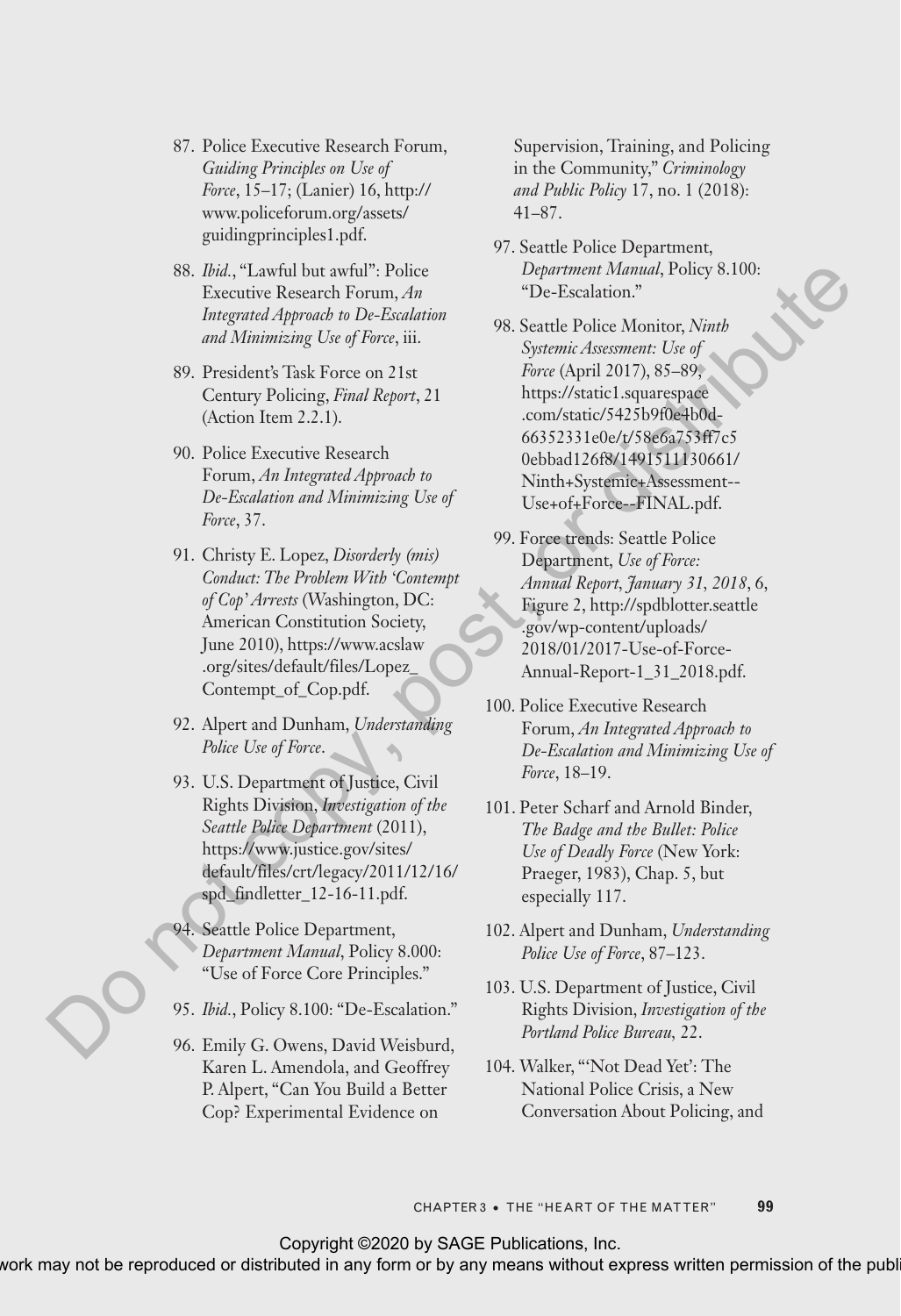87. Police Executive Research Forum, *Guiding Principles on Use of Force*, 15–17; (Lanier) 16, http://www.policeforum.org/assets/guidingprinciples1.pdf.

88. *Ibid.*, "Lawful but awful": Police Executive Research Forum, *An Integrated Approach to De-Escalation and Minimizing Use of Force*, iii.

89. President's Task Force on 21st Century Policing, *Final Report*, 21 (Action Item 2.2.1).

90. Police Executive Research Forum, *An Integrated Approach to De-Escalation and Minimizing Use of Force*, 37.

91. Christy E. Lopez, *Disorderly (mis) Conduct: The Problem With 'Contempt of Cop' Arrests* (Washington, DC: American Constitution Society, June 2010), https://www.acslaw.org/sites/default/files/Lopez_Contempt_of_Cop.pdf.

92. Alpert and Dunham, *Understanding Police Use of Force*.

93. U.S. Department of Justice, Civil Rights Division, *Investigation of the Seattle Police Department* (2011), https://www.justice.gov/sites/default/files/crt/legacy/2011/12/16/spd_findletter_12-16-11.pdf.

94. Seattle Police Department, *Department Manual*, Policy 8.000: "Use of Force Core Principles."

95. *Ibid.*, Policy 8.100: "De-Escalation."

96. Emily G. Owens, David Weisburd, Karen L. Amendola, and Geoffrey P. Alpert, "Can You Build a Better Cop? Experimental Evidence on Supervision, Training, and Policing in the Community," *Criminology and Public Policy* 17, no. 1 (2018): 41–87.

97. Seattle Police Department, *Department Manual*, Policy 8.100: "De-Escalation."

98. Seattle Police Monitor, *Ninth Systemic Assessment: Use of Force* (April 2017), 85–89, https://static1.squarespace.com/static/5425b9f0e4b0d66352331e0e/t/58e6a753ff7c50ebbad126f8/1491511130661/Ninth+Systemic+Assessment--Use+of+Force--FINAL.pdf.

99. Force trends: Seattle Police Department, *Use of Force: Annual Report, January 31, 2018*, 6, Figure 2, http://spdblotter.seattle.gov/wp-content/uploads/2018/01/2017-Use-of-Force-Annual-Report-1_31_2018.pdf.

100. Police Executive Research Forum, *An Integrated Approach to De-Escalation and Minimizing Use of Force*, 18–19.

101. Peter Scharf and Arnold Binder, *The Badge and the Bullet: Police Use of Deadly Force* (New York: Praeger, 1983), Chap. 5, but especially 117.

102. Alpert and Dunham, *Understanding Police Use of Force*, 87–123.

103. U.S. Department of Justice, Civil Rights Division, *Investigation of the Portland Police Bureau*, 22.

104. Walker, "'Not Dead Yet': The National Police Crisis, a New Conversation About Policing, and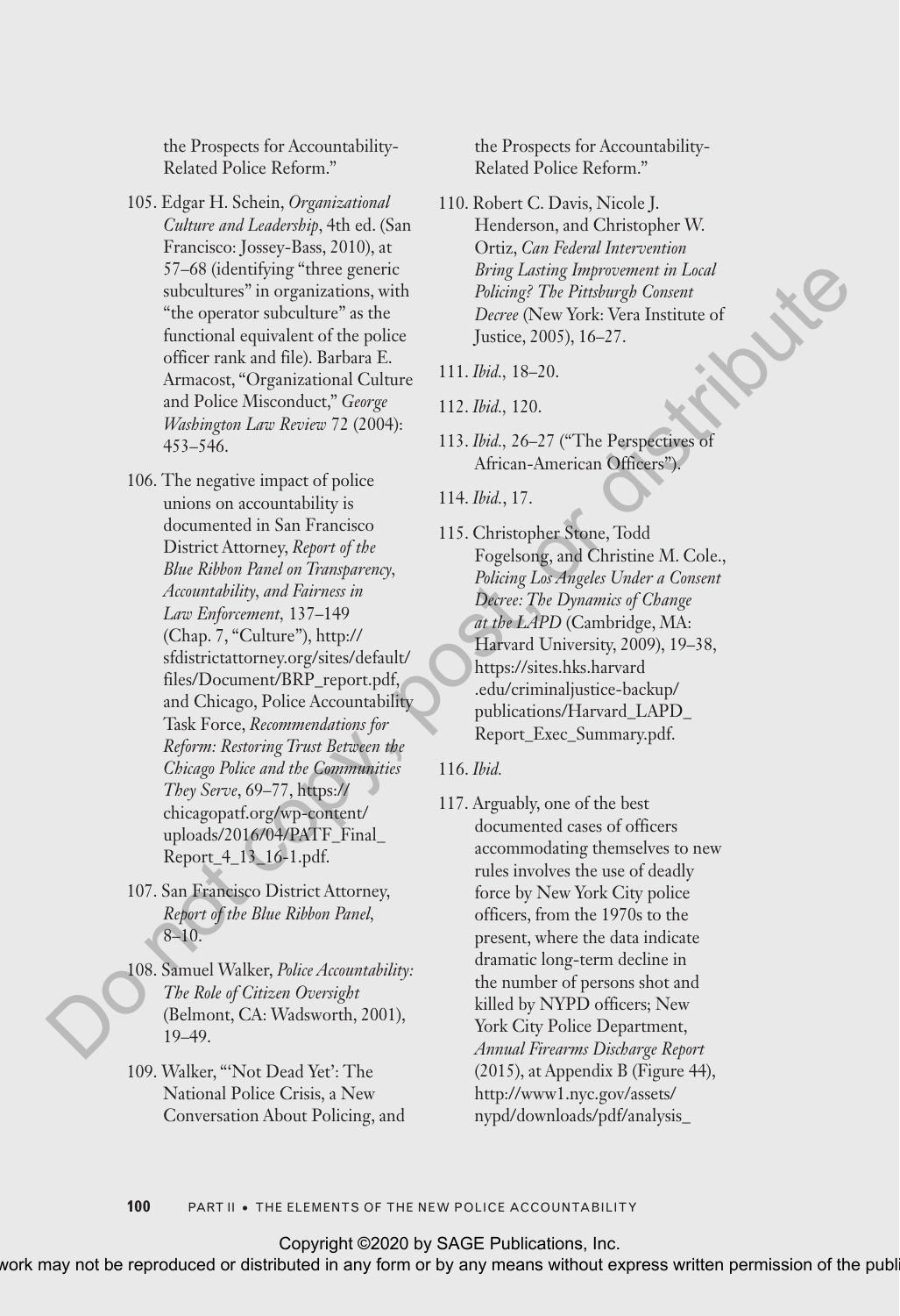the Prospects for Accountability-Related Police Reform."

105. Edgar H. Schein, *Organizational Culture and Leadership*, 4th ed. (San Francisco: Jossey-Bass, 2010), at 57–68 (identifying "three generic subcultures" in organizations, with "the operator subculture" as the functional equivalent of the police officer rank and file). Barbara E. Armacost, "Organizational Culture and Police Misconduct," *George Washington Law Review* 72 (2004): 453–546.

106. The negative impact of police unions on accountability is documented in San Francisco District Attorney, *Report of the Blue Ribbon Panel on Transparency, Accountability, and Fairness in Law Enforcement,* 137–149 (Chap. 7, "Culture"), http://sfdistrictattorney.org/sites/default/files/Document/BRP_report.pdf, and Chicago, Police Accountability Task Force, *Recommendations for Reform: Restoring Trust Between the Chicago Police and the Communities They Serve*, 69–77, https://chicagopatf.org/wp-content/uploads/2016/04/PATF_Final_Report_4_13_16-1.pdf.

107. San Francisco District Attorney, *Report of the Blue Ribbon Panel*, 8–10.

108. Samuel Walker, *Police Accountability: The Role of Citizen Oversight* (Belmont, CA: Wadsworth, 2001), 19–49.

109. Walker, "'Not Dead Yet': The National Police Crisis, a New Conversation About Policing, and the Prospects for Accountability-Related Police Reform."

110. Robert C. Davis, Nicole J. Henderson, and Christopher W. Ortiz, *Can Federal Intervention Bring Lasting Improvement in Local Policing? The Pittsburgh Consent Decree* (New York: Vera Institute of Justice, 2005), 16–27.

111. *Ibid.*, 18–20.

112. *Ibid.*, 120.

113. *Ibid.*, 26–27 ("The Perspectives of African-American Officers").

114. *Ibid.*, 17.

115. Christopher Stone, Todd Fogelsong, and Christine M. Cole., *Policing Los Angeles Under a Consent Decree: The Dynamics of Change at the LAPD* (Cambridge, MA: Harvard University, 2009), 19–38, https://sites.hks.harvard.edu/criminaljustice-backup/publications/Harvard_LAPD_Report_Exec_Summary.pdf.

116. *Ibid.*

117. Arguably, one of the best documented cases of officers accommodating themselves to new rules involves the use of deadly force by New York City police officers, from the 1970s to the present, where the data indicate dramatic long-term decline in the number of persons shot and killed by NYPD officers; New York City Police Department, *Annual Firearms Discharge Report* (2015), at Appendix B (Figure 44), http://www1.nyc.gov/assets/nypd/downloads/pdf/analysis_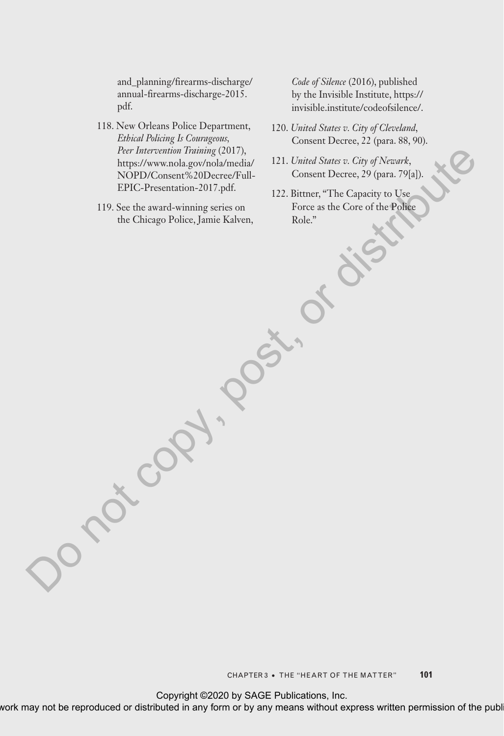and_planning/firearms-discharge/annual-firearms-discharge-2015.pdf.

118. New Orleans Police Department, *Ethical Policing Is Courageous, Peer Intervention Training* (2017), https://www.nola.gov/nola/media/NOPD/Consent%20Decree/Full-EPIC-Presentation-2017.pdf.

119. See the award-winning series on the Chicago Police, Jamie Kalven, *Code of Silence* (2016), published by the Invisible Institute, https://invisible.institute/codeofsilence/.

120. *United States v. City of Cleveland*, Consent Decree, 22 (para. 88, 90).

121. *United States v. City of Newark*, Consent Decree, 29 (para. 79[a]).

122. Bittner, "The Capacity to Use Force as the Core of the Police Role."